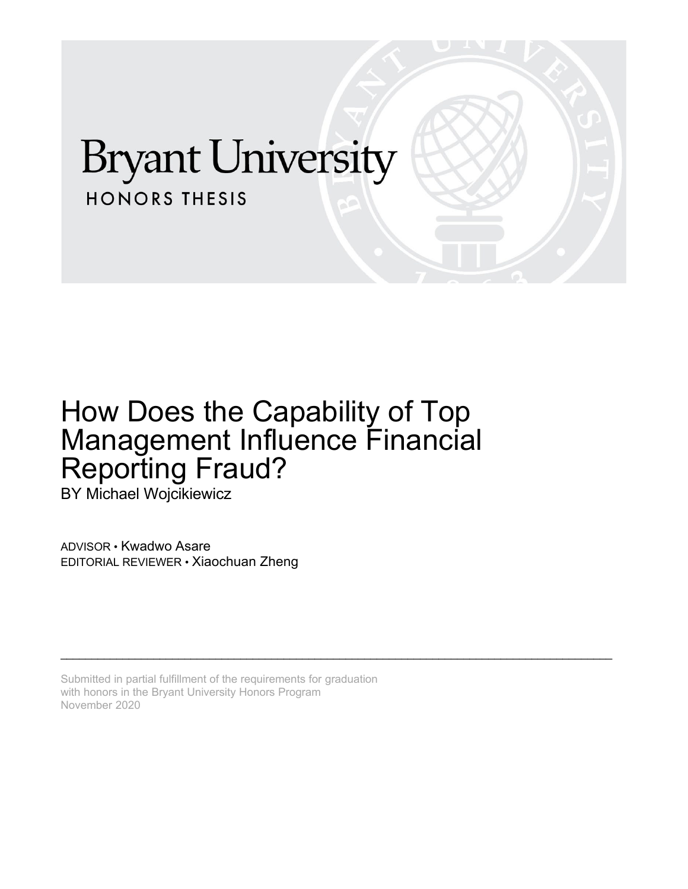Bryant University

HONORS THESIS

# How Does the Capability of Top Management Influence Financial Reporting Fraud?

BY Michael Wojcikiewicz

ADVISOR • Kwadwo Asare

EDITORIAL REVIEWER • Xiaochuan Zheng

---

Submitted in partial fulfillment of the requirements for graduation with honors in the Bryant University Honors Program

November 2020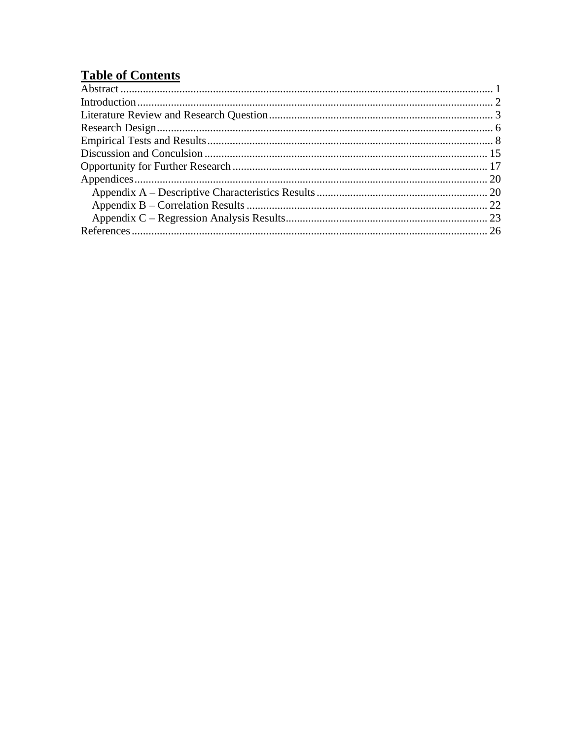# Table of Contents

Abstract ........................................................................................................................ 1
Introduction .................................................................................................................. 2
Literature Review and Research Question ................................................................ 3
Research Design ........................................................................................................... 6
Empirical Tests and Results ........................................................................................ 8
Discussion and Conculsion ........................................................................................ 15
Opportunity for Further Research ............................................................................. 17
Appendices .................................................................................................................. 20
- Appendix A – Descriptive Characteristics Results ................................................ 20
- Appendix B – Correlation Results ......................................................................... 22
- Appendix C – Regression Analysis Results ........................................................... 23

References ................................................................................................................... 26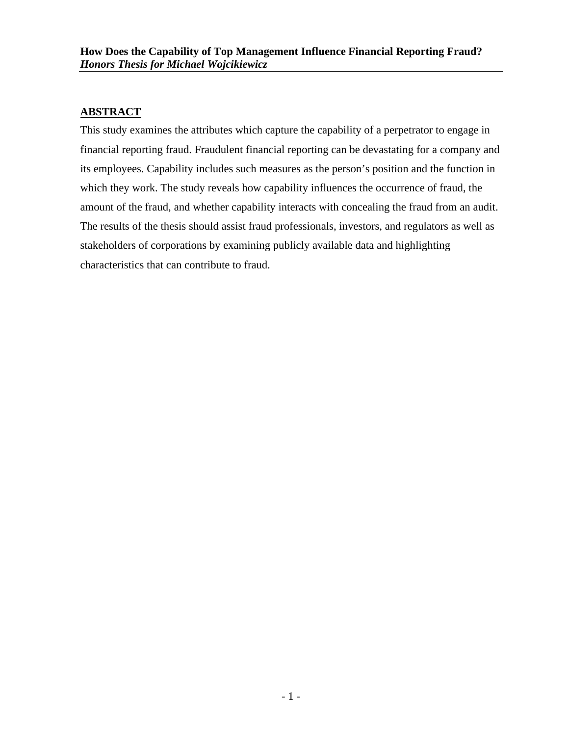## ABSTRACT

This study examines the attributes which capture the capability of a perpetrator to engage in financial reporting fraud. Fraudulent financial reporting can be devastating for a company and its employees. Capability includes such measures as the person's position and the function in which they work. The study reveals how capability influences the occurrence of fraud, the amount of the fraud, and whether capability interacts with concealing the fraud from an audit. The results of the thesis should assist fraud professionals, investors, and regulators as well as stakeholders of corporations by examining publicly available data and highlighting characteristics that can contribute to fraud.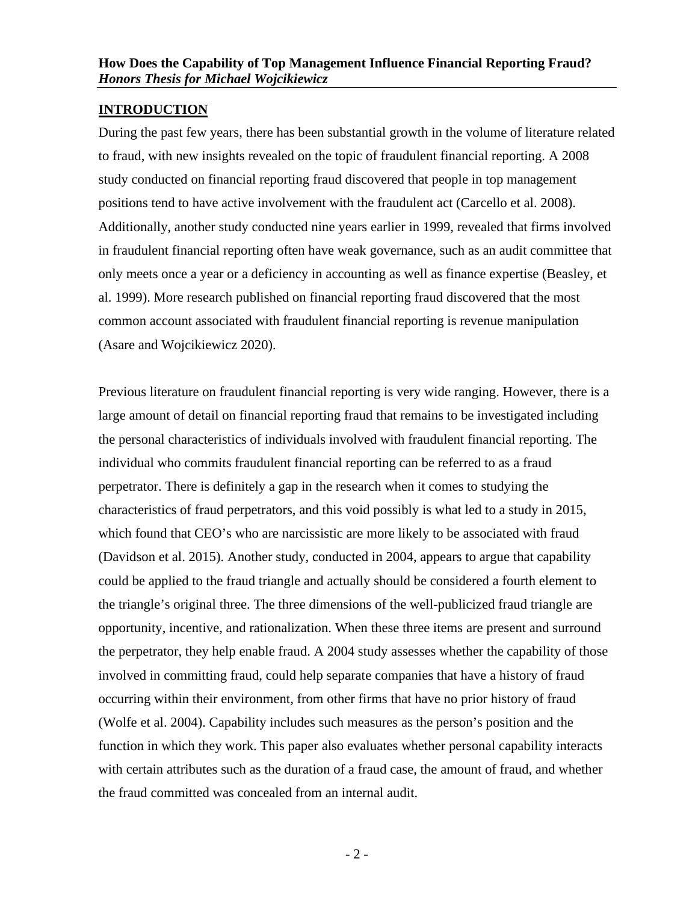## INTRODUCTION

During the past few years, there has been substantial growth in the volume of literature related to fraud, with new insights revealed on the topic of fraudulent financial reporting. A 2008 study conducted on financial reporting fraud discovered that people in top management positions tend to have active involvement with the fraudulent act (Carcello et al. 2008). Additionally, another study conducted nine years earlier in 1999, revealed that firms involved in fraudulent financial reporting often have weak governance, such as an audit committee that only meets once a year or a deficiency in accounting as well as finance expertise (Beasley, et al. 1999). More research published on financial reporting fraud discovered that the most common account associated with fraudulent financial reporting is revenue manipulation (Asare and Wojcikiewicz 2020).

Previous literature on fraudulent financial reporting is very wide ranging. However, there is a large amount of detail on financial reporting fraud that remains to be investigated including the personal characteristics of individuals involved with fraudulent financial reporting. The individual who commits fraudulent financial reporting can be referred to as a fraud perpetrator. There is definitely a gap in the research when it comes to studying the characteristics of fraud perpetrators, and this void possibly is what led to a study in 2015, which found that CEO's who are narcissistic are more likely to be associated with fraud (Davidson et al. 2015). Another study, conducted in 2004, appears to argue that capability could be applied to the fraud triangle and actually should be considered a fourth element to the triangle's original three. The three dimensions of the well-publicized fraud triangle are opportunity, incentive, and rationalization. When these three items are present and surround the perpetrator, they help enable fraud. A 2004 study assesses whether the capability of those involved in committing fraud, could help separate companies that have a history of fraud occurring within their environment, from other firms that have no prior history of fraud (Wolfe et al. 2004). Capability includes such measures as the person's position and the function in which they work. This paper also evaluates whether personal capability interacts with certain attributes such as the duration of a fraud case, the amount of fraud, and whether the fraud committed was concealed from an internal audit.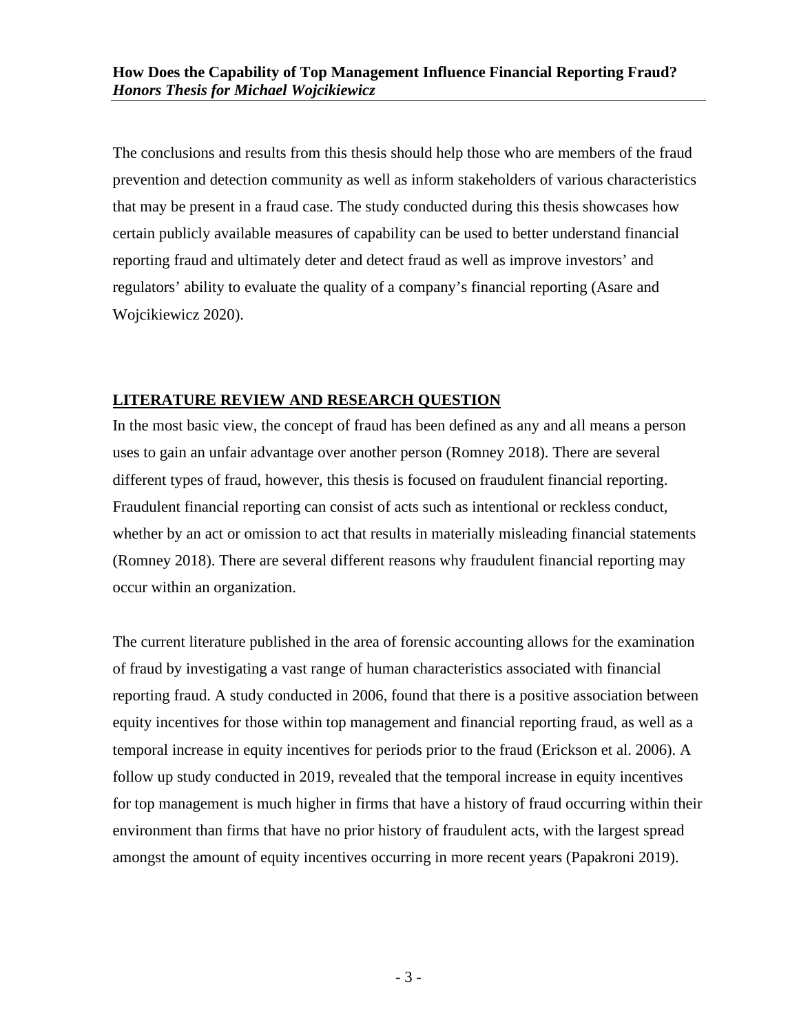The conclusions and results from this thesis should help those who are members of the fraud prevention and detection community as well as inform stakeholders of various characteristics that may be present in a fraud case. The study conducted during this thesis showcases how certain publicly available measures of capability can be used to better understand financial reporting fraud and ultimately deter and detect fraud as well as improve investors' and regulators' ability to evaluate the quality of a company's financial reporting (Asare and Wojcikiewicz 2020).

## LITERATURE REVIEW AND RESEARCH QUESTION

In the most basic view, the concept of fraud has been defined as any and all means a person uses to gain an unfair advantage over another person (Romney 2018). There are several different types of fraud, however, this thesis is focused on fraudulent financial reporting. Fraudulent financial reporting can consist of acts such as intentional or reckless conduct, whether by an act or omission to act that results in materially misleading financial statements (Romney 2018). There are several different reasons why fraudulent financial reporting may occur within an organization.

The current literature published in the area of forensic accounting allows for the examination of fraud by investigating a vast range of human characteristics associated with financial reporting fraud. A study conducted in 2006, found that there is a positive association between equity incentives for those within top management and financial reporting fraud, as well as a temporal increase in equity incentives for periods prior to the fraud (Erickson et al. 2006). A follow up study conducted in 2019, revealed that the temporal increase in equity incentives for top management is much higher in firms that have a history of fraud occurring within their environment than firms that have no prior history of fraudulent acts, with the largest spread amongst the amount of equity incentives occurring in more recent years (Papakroni 2019).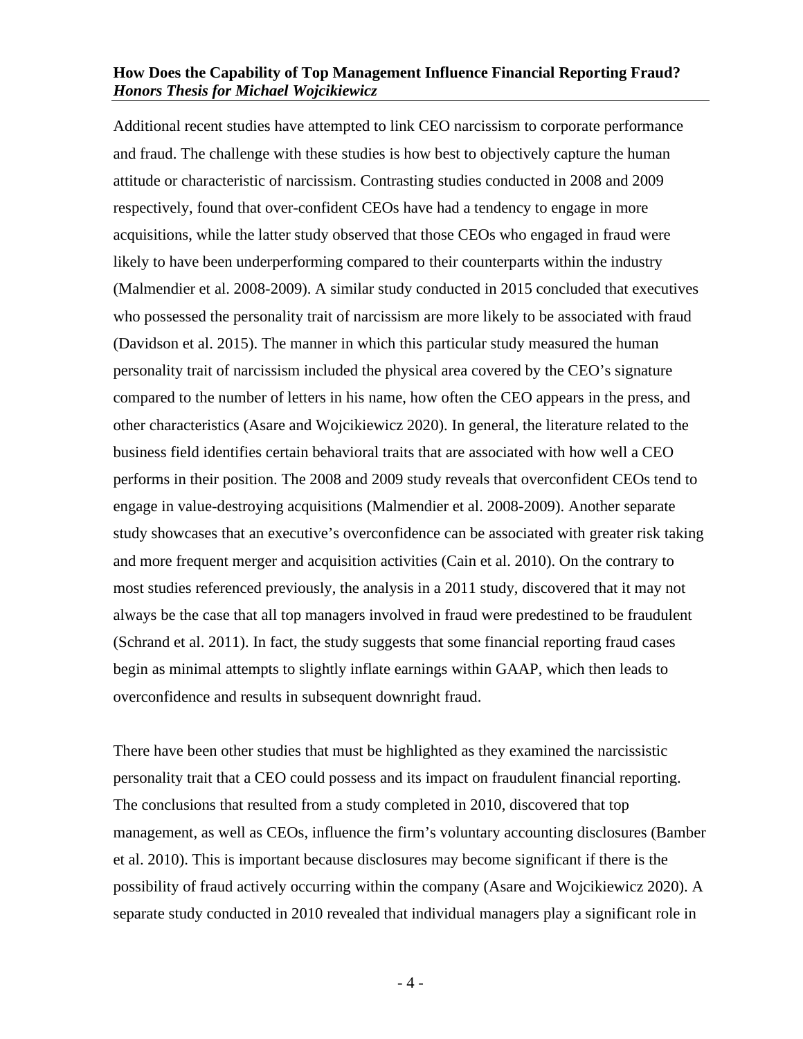Additional recent studies have attempted to link CEO narcissism to corporate performance and fraud. The challenge with these studies is how best to objectively capture the human attitude or characteristic of narcissism. Contrasting studies conducted in 2008 and 2009 respectively, found that over-confident CEOs have had a tendency to engage in more acquisitions, while the latter study observed that those CEOs who engaged in fraud were likely to have been underperforming compared to their counterparts within the industry (Malmendier et al. 2008-2009). A similar study conducted in 2015 concluded that executives who possessed the personality trait of narcissism are more likely to be associated with fraud (Davidson et al. 2015). The manner in which this particular study measured the human personality trait of narcissism included the physical area covered by the CEO's signature compared to the number of letters in his name, how often the CEO appears in the press, and other characteristics (Asare and Wojcikiewicz 2020). In general, the literature related to the business field identifies certain behavioral traits that are associated with how well a CEO performs in their position. The 2008 and 2009 study reveals that overconfident CEOs tend to engage in value-destroying acquisitions (Malmendier et al. 2008-2009). Another separate study showcases that an executive's overconfidence can be associated with greater risk taking and more frequent merger and acquisition activities (Cain et al. 2010). On the contrary to most studies referenced previously, the analysis in a 2011 study, discovered that it may not always be the case that all top managers involved in fraud were predestined to be fraudulent (Schrand et al. 2011). In fact, the study suggests that some financial reporting fraud cases begin as minimal attempts to slightly inflate earnings within GAAP, which then leads to overconfidence and results in subsequent downright fraud.

There have been other studies that must be highlighted as they examined the narcissistic personality trait that a CEO could possess and its impact on fraudulent financial reporting. The conclusions that resulted from a study completed in 2010, discovered that top management, as well as CEOs, influence the firm's voluntary accounting disclosures (Bamber et al. 2010). This is important because disclosures may become significant if there is the possibility of fraud actively occurring within the company (Asare and Wojcikiewicz 2020). A separate study conducted in 2010 revealed that individual managers play a significant role in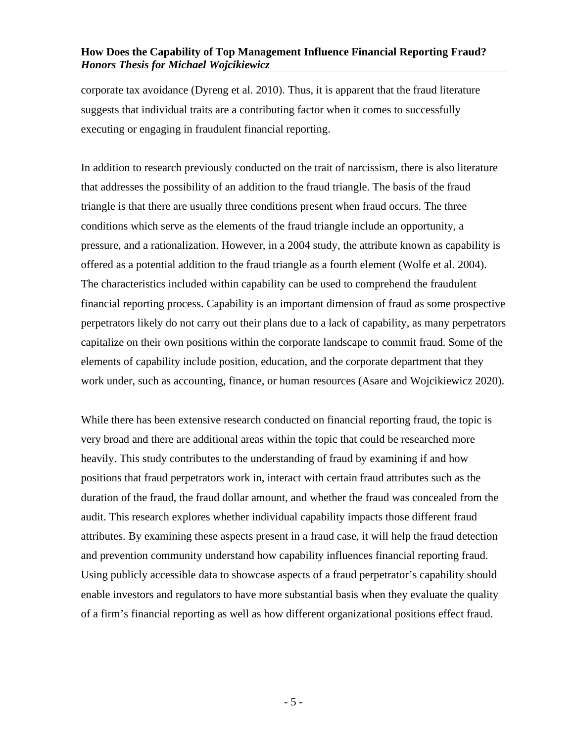corporate tax avoidance (Dyreng et al. 2010). Thus, it is apparent that the fraud literature suggests that individual traits are a contributing factor when it comes to successfully executing or engaging in fraudulent financial reporting.

In addition to research previously conducted on the trait of narcissism, there is also literature that addresses the possibility of an addition to the fraud triangle. The basis of the fraud triangle is that there are usually three conditions present when fraud occurs. The three conditions which serve as the elements of the fraud triangle include an opportunity, a pressure, and a rationalization. However, in a 2004 study, the attribute known as capability is offered as a potential addition to the fraud triangle as a fourth element (Wolfe et al. 2004). The characteristics included within capability can be used to comprehend the fraudulent financial reporting process. Capability is an important dimension of fraud as some prospective perpetrators likely do not carry out their plans due to a lack of capability, as many perpetrators capitalize on their own positions within the corporate landscape to commit fraud. Some of the elements of capability include position, education, and the corporate department that they work under, such as accounting, finance, or human resources (Asare and Wojcikiewicz 2020).

While there has been extensive research conducted on financial reporting fraud, the topic is very broad and there are additional areas within the topic that could be researched more heavily. This study contributes to the understanding of fraud by examining if and how positions that fraud perpetrators work in, interact with certain fraud attributes such as the duration of the fraud, the fraud dollar amount, and whether the fraud was concealed from the audit. This research explores whether individual capability impacts those different fraud attributes. By examining these aspects present in a fraud case, it will help the fraud detection and prevention community understand how capability influences financial reporting fraud. Using publicly accessible data to showcase aspects of a fraud perpetrator's capability should enable investors and regulators to have more substantial basis when they evaluate the quality of a firm's financial reporting as well as how different organizational positions effect fraud.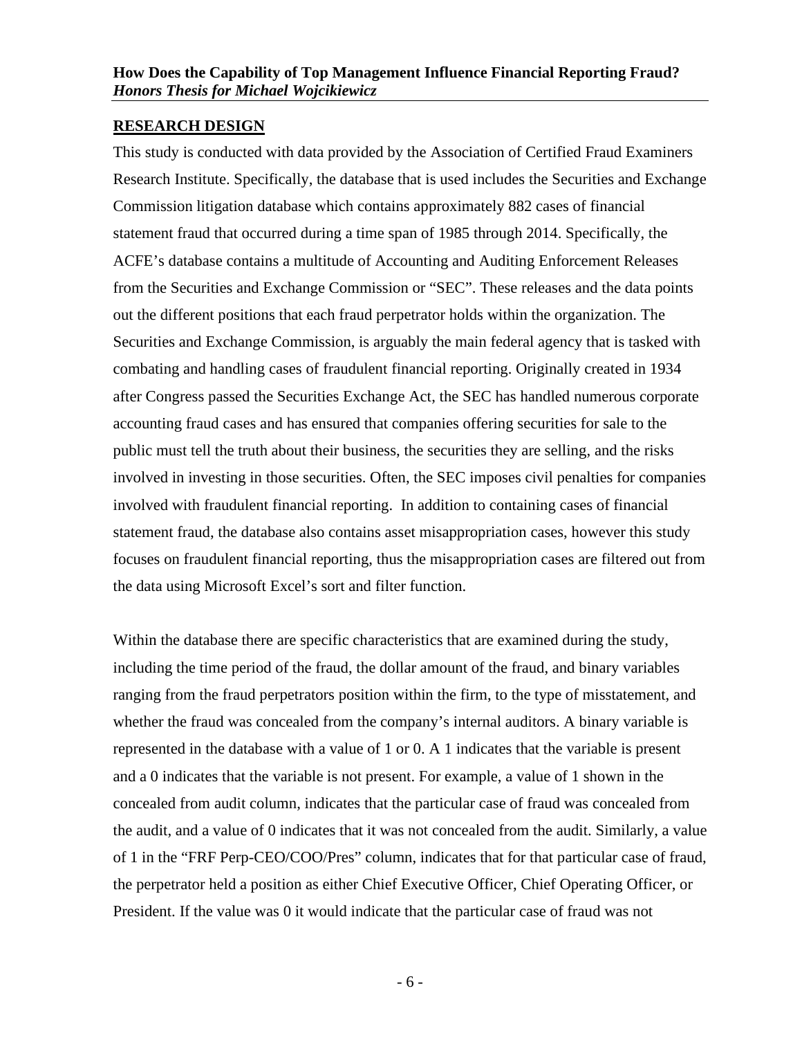## RESEARCH DESIGN

This study is conducted with data provided by the Association of Certified Fraud Examiners Research Institute. Specifically, the database that is used includes the Securities and Exchange Commission litigation database which contains approximately 882 cases of financial statement fraud that occurred during a time span of 1985 through 2014. Specifically, the ACFE's database contains a multitude of Accounting and Auditing Enforcement Releases from the Securities and Exchange Commission or "SEC". These releases and the data points out the different positions that each fraud perpetrator holds within the organization. The Securities and Exchange Commission, is arguably the main federal agency that is tasked with combating and handling cases of fraudulent financial reporting. Originally created in 1934 after Congress passed the Securities Exchange Act, the SEC has handled numerous corporate accounting fraud cases and has ensured that companies offering securities for sale to the public must tell the truth about their business, the securities they are selling, and the risks involved in investing in those securities. Often, the SEC imposes civil penalties for companies involved with fraudulent financial reporting. In addition to containing cases of financial statement fraud, the database also contains asset misappropriation cases, however this study focuses on fraudulent financial reporting, thus the misappropriation cases are filtered out from the data using Microsoft Excel's sort and filter function.

Within the database there are specific characteristics that are examined during the study, including the time period of the fraud, the dollar amount of the fraud, and binary variables ranging from the fraud perpetrators position within the firm, to the type of misstatement, and whether the fraud was concealed from the company's internal auditors. A binary variable is represented in the database with a value of 1 or 0. A 1 indicates that the variable is present and a 0 indicates that the variable is not present. For example, a value of 1 shown in the concealed from audit column, indicates that the particular case of fraud was concealed from the audit, and a value of 0 indicates that it was not concealed from the audit. Similarly, a value of 1 in the "FRF Perp-CEO/COO/Pres" column, indicates that for that particular case of fraud, the perpetrator held a position as either Chief Executive Officer, Chief Operating Officer, or President. If the value was 0 it would indicate that the particular case of fraud was not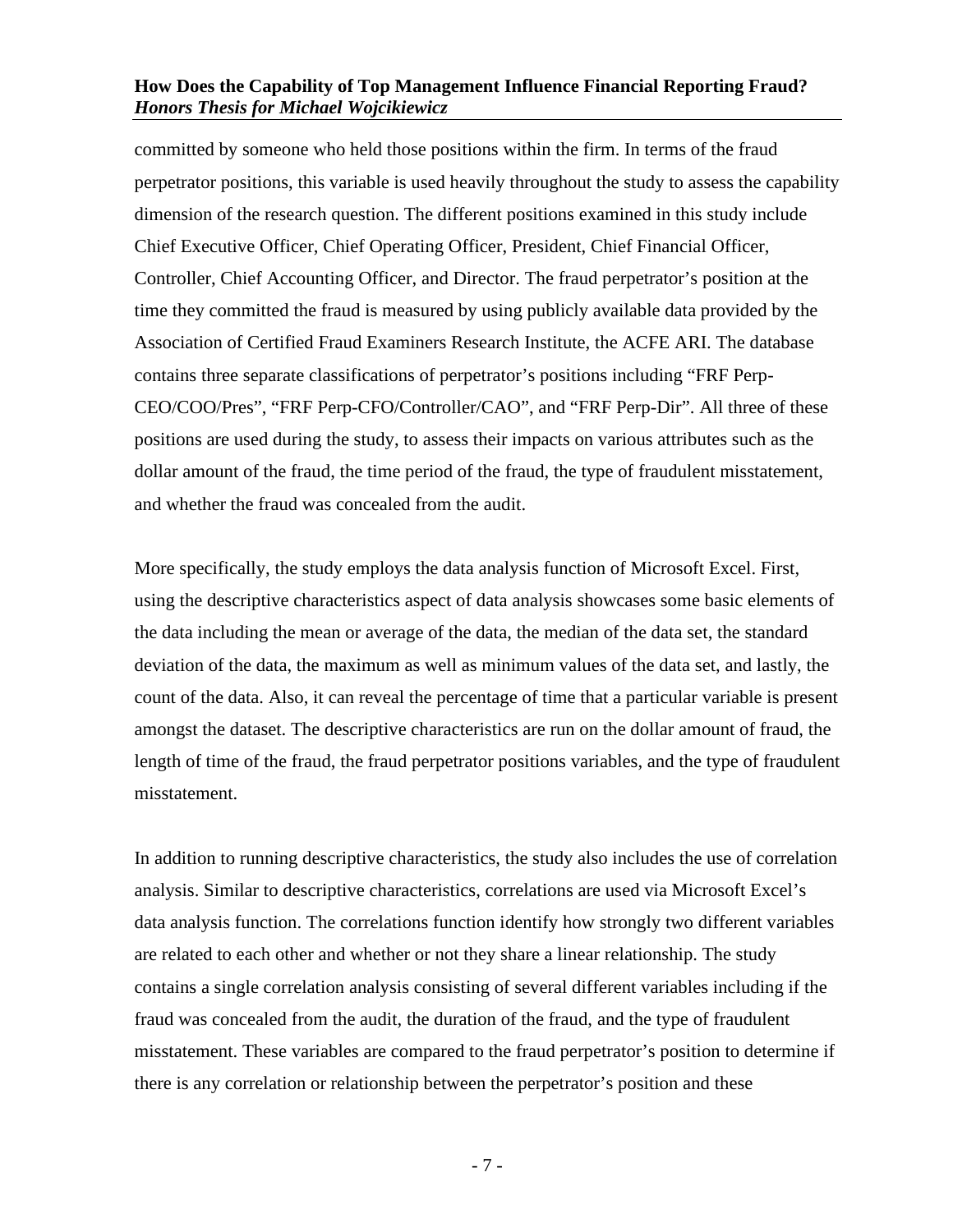committed by someone who held those positions within the firm. In terms of the fraud perpetrator positions, this variable is used heavily throughout the study to assess the capability dimension of the research question. The different positions examined in this study include Chief Executive Officer, Chief Operating Officer, President, Chief Financial Officer, Controller, Chief Accounting Officer, and Director. The fraud perpetrator's position at the time they committed the fraud is measured by using publicly available data provided by the Association of Certified Fraud Examiners Research Institute, the ACFE ARI. The database contains three separate classifications of perpetrator's positions including "FRF Perp-CEO/COO/Pres", "FRF Perp-CFO/Controller/CAO", and "FRF Perp-Dir". All three of these positions are used during the study, to assess their impacts on various attributes such as the dollar amount of the fraud, the time period of the fraud, the type of fraudulent misstatement, and whether the fraud was concealed from the audit.

More specifically, the study employs the data analysis function of Microsoft Excel. First, using the descriptive characteristics aspect of data analysis showcases some basic elements of the data including the mean or average of the data, the median of the data set, the standard deviation of the data, the maximum as well as minimum values of the data set, and lastly, the count of the data. Also, it can reveal the percentage of time that a particular variable is present amongst the dataset. The descriptive characteristics are run on the dollar amount of fraud, the length of time of the fraud, the fraud perpetrator positions variables, and the type of fraudulent misstatement.

In addition to running descriptive characteristics, the study also includes the use of correlation analysis. Similar to descriptive characteristics, correlations are used via Microsoft Excel's data analysis function. The correlations function identify how strongly two different variables are related to each other and whether or not they share a linear relationship. The study contains a single correlation analysis consisting of several different variables including if the fraud was concealed from the audit, the duration of the fraud, and the type of fraudulent misstatement. These variables are compared to the fraud perpetrator's position to determine if there is any correlation or relationship between the perpetrator's position and these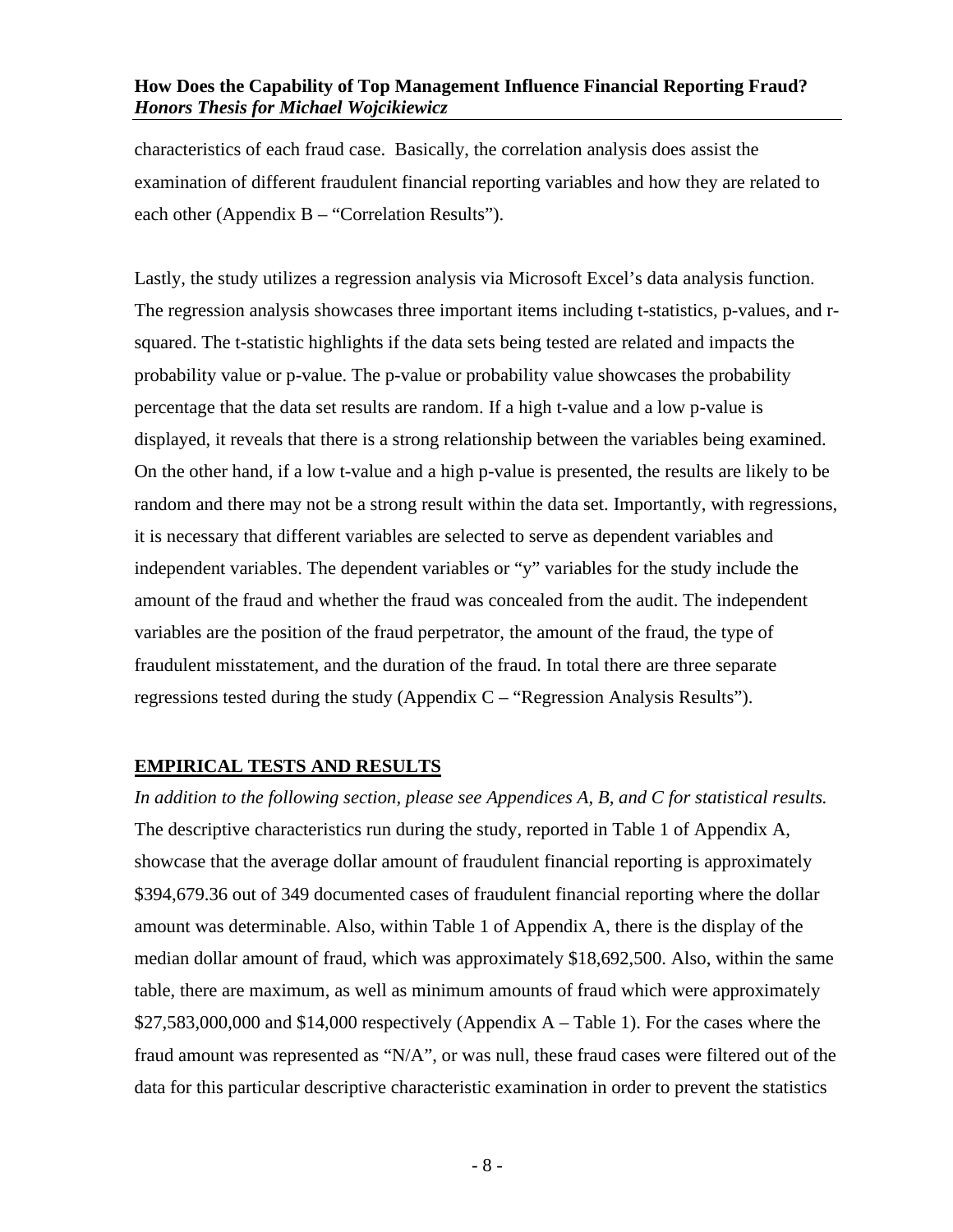characteristics of each fraud case. Basically, the correlation analysis does assist the examination of different fraudulent financial reporting variables and how they are related to each other (Appendix B – "Correlation Results").

Lastly, the study utilizes a regression analysis via Microsoft Excel's data analysis function. The regression analysis showcases three important items including t-statistics, p-values, and r-squared. The t-statistic highlights if the data sets being tested are related and impacts the probability value or p-value. The p-value or probability value showcases the probability percentage that the data set results are random. If a high t-value and a low p-value is displayed, it reveals that there is a strong relationship between the variables being examined. On the other hand, if a low t-value and a high p-value is presented, the results are likely to be random and there may not be a strong result within the data set. Importantly, with regressions, it is necessary that different variables are selected to serve as dependent variables and independent variables. The dependent variables or "y" variables for the study include the amount of the fraud and whether the fraud was concealed from the audit. The independent variables are the position of the fraud perpetrator, the amount of the fraud, the type of fraudulent misstatement, and the duration of the fraud. In total there are three separate regressions tested during the study (Appendix C – "Regression Analysis Results").

## EMPIRICAL TESTS AND RESULTS

*In addition to the following section, please see Appendices A, B, and C for statistical results.* The descriptive characteristics run during the study, reported in Table 1 of Appendix A, showcase that the average dollar amount of fraudulent financial reporting is approximately \$394,679.36 out of 349 documented cases of fraudulent financial reporting where the dollar amount was determinable. Also, within Table 1 of Appendix A, there is the display of the median dollar amount of fraud, which was approximately \$18,692,500. Also, within the same table, there are maximum, as well as minimum amounts of fraud which were approximately \$27,583,000,000 and \$14,000 respectively (Appendix A – Table 1). For the cases where the fraud amount was represented as "N/A", or was null, these fraud cases were filtered out of the data for this particular descriptive characteristic examination in order to prevent the statistics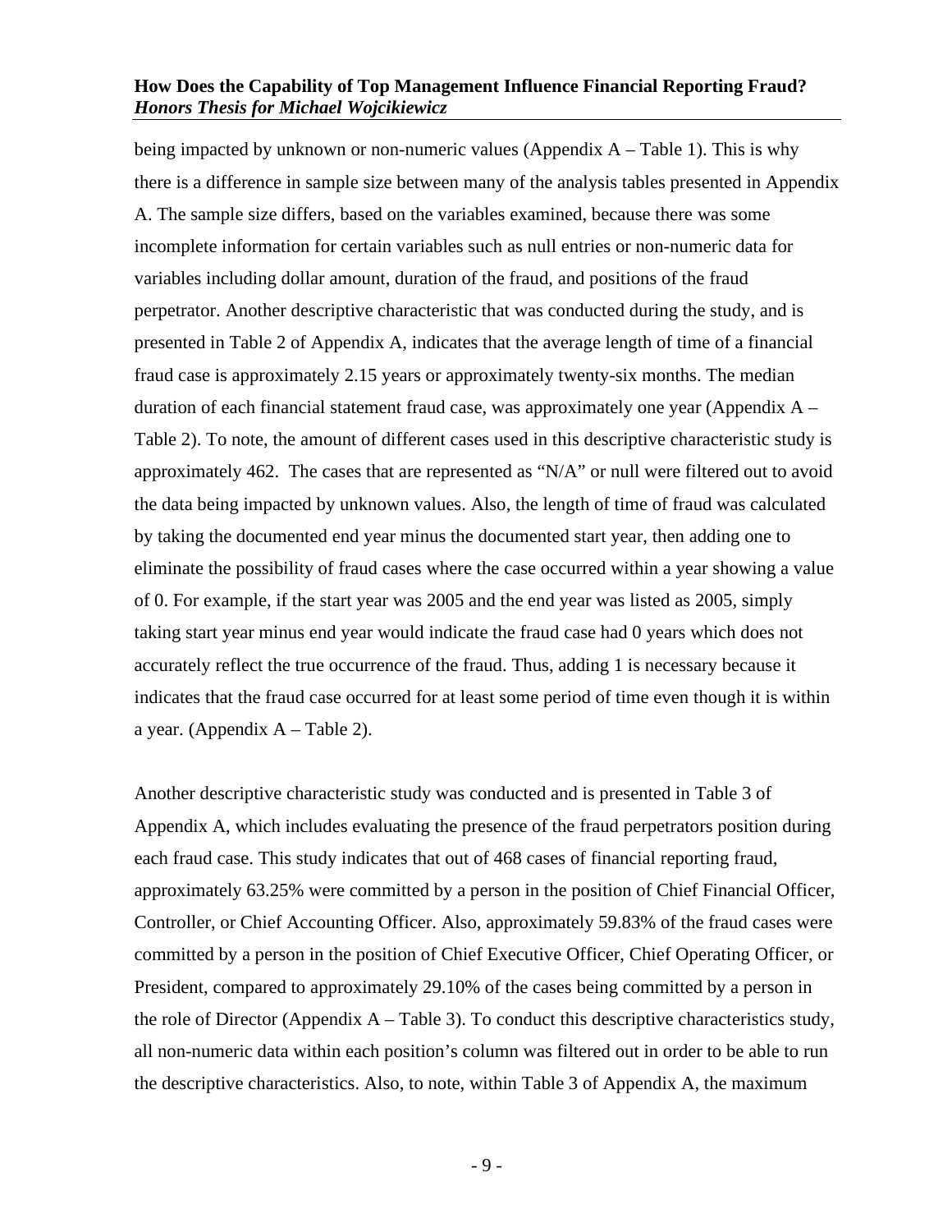being impacted by unknown or non-numeric values (Appendix A – Table 1). This is why there is a difference in sample size between many of the analysis tables presented in Appendix A. The sample size differs, based on the variables examined, because there was some incomplete information for certain variables such as null entries or non-numeric data for variables including dollar amount, duration of the fraud, and positions of the fraud perpetrator. Another descriptive characteristic that was conducted during the study, and is presented in Table 2 of Appendix A, indicates that the average length of time of a financial fraud case is approximately 2.15 years or approximately twenty-six months. The median duration of each financial statement fraud case, was approximately one year (Appendix A – Table 2). To note, the amount of different cases used in this descriptive characteristic study is approximately 462. The cases that are represented as "N/A" or null were filtered out to avoid the data being impacted by unknown values. Also, the length of time of fraud was calculated by taking the documented end year minus the documented start year, then adding one to eliminate the possibility of fraud cases where the case occurred within a year showing a value of 0. For example, if the start year was 2005 and the end year was listed as 2005, simply taking start year minus end year would indicate the fraud case had 0 years which does not accurately reflect the true occurrence of the fraud. Thus, adding 1 is necessary because it indicates that the fraud case occurred for at least some period of time even though it is within a year. (Appendix A – Table 2).

Another descriptive characteristic study was conducted and is presented in Table 3 of Appendix A, which includes evaluating the presence of the fraud perpetrators position during each fraud case. This study indicates that out of 468 cases of financial reporting fraud, approximately 63.25% were committed by a person in the position of Chief Financial Officer, Controller, or Chief Accounting Officer. Also, approximately 59.83% of the fraud cases were committed by a person in the position of Chief Executive Officer, Chief Operating Officer, or President, compared to approximately 29.10% of the cases being committed by a person in the role of Director (Appendix A – Table 3). To conduct this descriptive characteristics study, all non-numeric data within each position's column was filtered out in order to be able to run the descriptive characteristics. Also, to note, within Table 3 of Appendix A, the maximum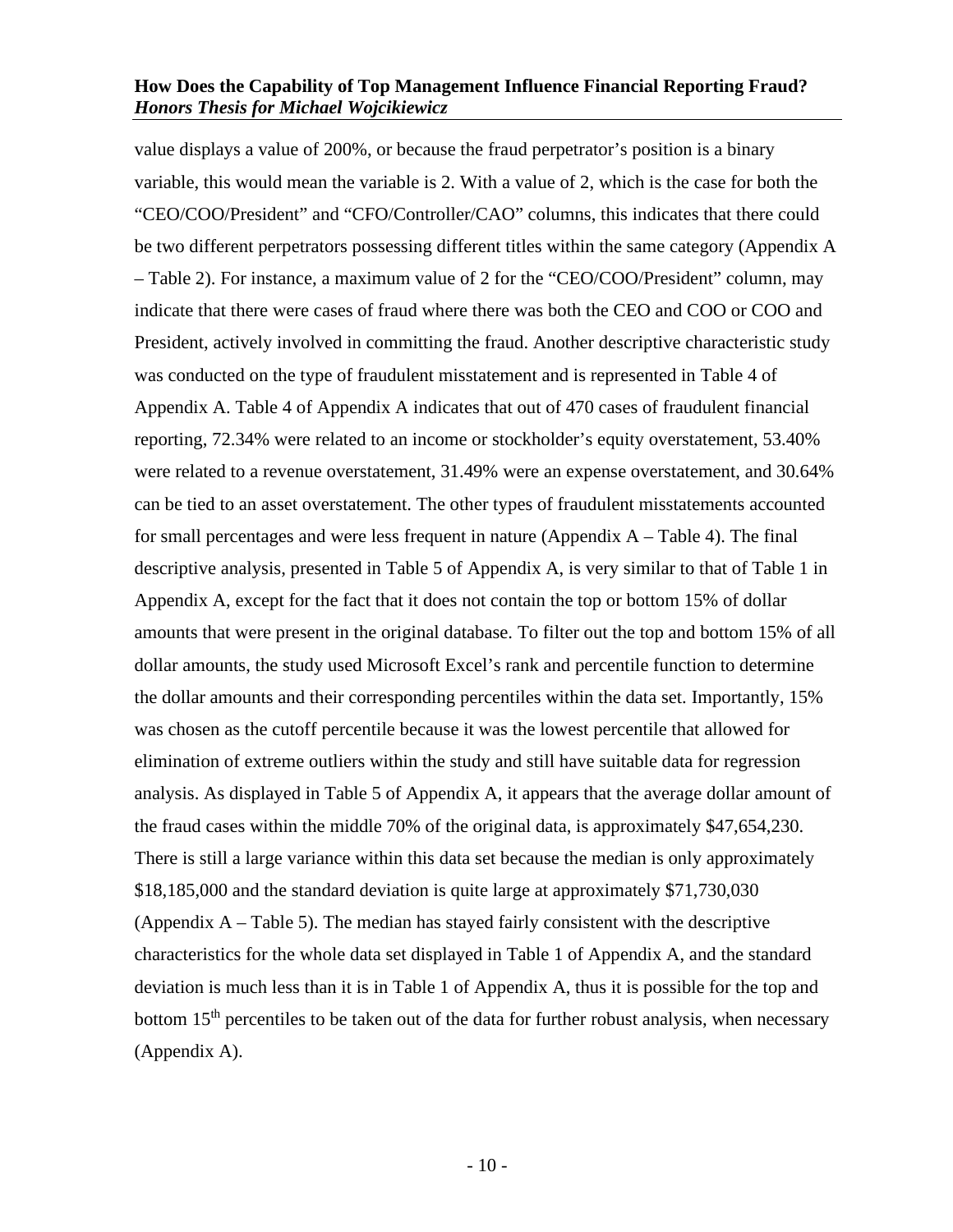value displays a value of 200%, or because the fraud perpetrator's position is a binary variable, this would mean the variable is 2. With a value of 2, which is the case for both the "CEO/COO/President" and "CFO/Controller/CAO" columns, this indicates that there could be two different perpetrators possessing different titles within the same category (Appendix A – Table 2). For instance, a maximum value of 2 for the "CEO/COO/President" column, may indicate that there were cases of fraud where there was both the CEO and COO or COO and President, actively involved in committing the fraud. Another descriptive characteristic study was conducted on the type of fraudulent misstatement and is represented in Table 4 of Appendix A. Table 4 of Appendix A indicates that out of 470 cases of fraudulent financial reporting, 72.34% were related to an income or stockholder's equity overstatement, 53.40% were related to a revenue overstatement, 31.49% were an expense overstatement, and 30.64% can be tied to an asset overstatement. The other types of fraudulent misstatements accounted for small percentages and were less frequent in nature (Appendix A – Table 4). The final descriptive analysis, presented in Table 5 of Appendix A, is very similar to that of Table 1 in Appendix A, except for the fact that it does not contain the top or bottom 15% of dollar amounts that were present in the original database. To filter out the top and bottom 15% of all dollar amounts, the study used Microsoft Excel's rank and percentile function to determine the dollar amounts and their corresponding percentiles within the data set. Importantly, 15% was chosen as the cutoff percentile because it was the lowest percentile that allowed for elimination of extreme outliers within the study and still have suitable data for regression analysis. As displayed in Table 5 of Appendix A, it appears that the average dollar amount of the fraud cases within the middle 70% of the original data, is approximately $47,654,230. There is still a large variance within this data set because the median is only approximately $18,185,000 and the standard deviation is quite large at approximately $71,730,030 (Appendix A – Table 5). The median has stayed fairly consistent with the descriptive characteristics for the whole data set displayed in Table 1 of Appendix A, and the standard deviation is much less than it is in Table 1 of Appendix A, thus it is possible for the top and bottom 15th percentiles to be taken out of the data for further robust analysis, when necessary (Appendix A).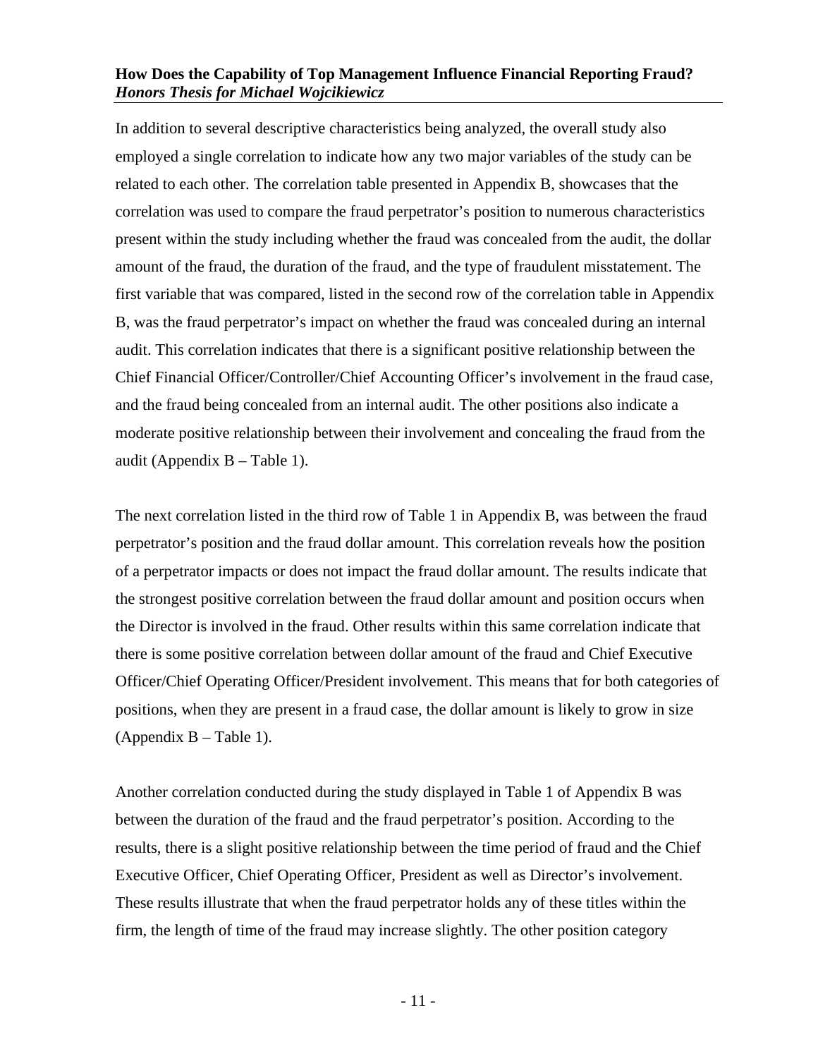In addition to several descriptive characteristics being analyzed, the overall study also employed a single correlation to indicate how any two major variables of the study can be related to each other. The correlation table presented in Appendix B, showcases that the correlation was used to compare the fraud perpetrator's position to numerous characteristics present within the study including whether the fraud was concealed from the audit, the dollar amount of the fraud, the duration of the fraud, and the type of fraudulent misstatement. The first variable that was compared, listed in the second row of the correlation table in Appendix B, was the fraud perpetrator's impact on whether the fraud was concealed during an internal audit. This correlation indicates that there is a significant positive relationship between the Chief Financial Officer/Controller/Chief Accounting Officer's involvement in the fraud case, and the fraud being concealed from an internal audit. The other positions also indicate a moderate positive relationship between their involvement and concealing the fraud from the audit (Appendix B – Table 1).

The next correlation listed in the third row of Table 1 in Appendix B, was between the fraud perpetrator's position and the fraud dollar amount. This correlation reveals how the position of a perpetrator impacts or does not impact the fraud dollar amount. The results indicate that the strongest positive correlation between the fraud dollar amount and position occurs when the Director is involved in the fraud. Other results within this same correlation indicate that there is some positive correlation between dollar amount of the fraud and Chief Executive Officer/Chief Operating Officer/President involvement. This means that for both categories of positions, when they are present in a fraud case, the dollar amount is likely to grow in size (Appendix B – Table 1).

Another correlation conducted during the study displayed in Table 1 of Appendix B was between the duration of the fraud and the fraud perpetrator's position. According to the results, there is a slight positive relationship between the time period of fraud and the Chief Executive Officer, Chief Operating Officer, President as well as Director's involvement. These results illustrate that when the fraud perpetrator holds any of these titles within the firm, the length of time of the fraud may increase slightly. The other position category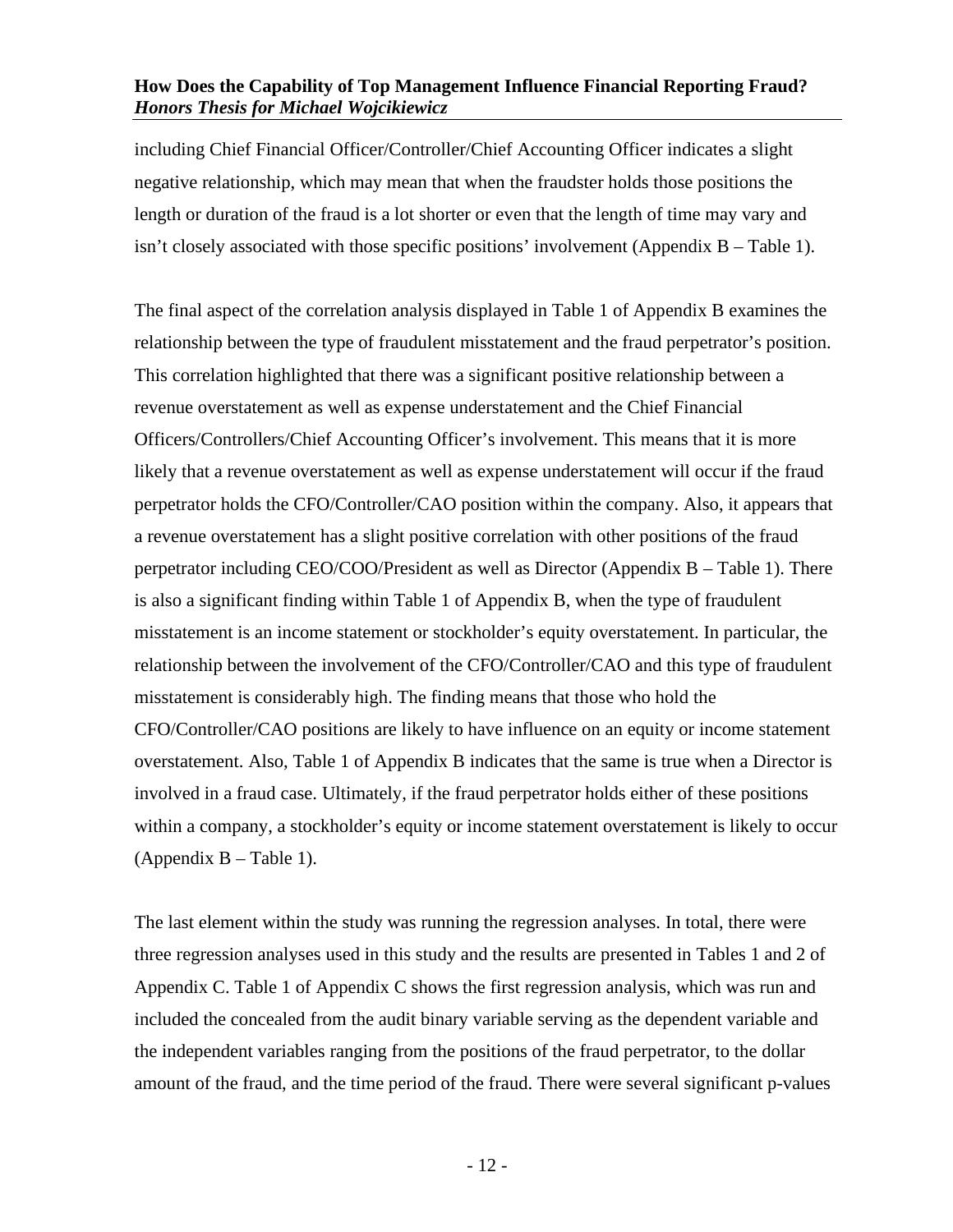including Chief Financial Officer/Controller/Chief Accounting Officer indicates a slight negative relationship, which may mean that when the fraudster holds those positions the length or duration of the fraud is a lot shorter or even that the length of time may vary and isn't closely associated with those specific positions' involvement (Appendix B – Table 1).

The final aspect of the correlation analysis displayed in Table 1 of Appendix B examines the relationship between the type of fraudulent misstatement and the fraud perpetrator's position. This correlation highlighted that there was a significant positive relationship between a revenue overstatement as well as expense understatement and the Chief Financial Officers/Controllers/Chief Accounting Officer's involvement. This means that it is more likely that a revenue overstatement as well as expense understatement will occur if the fraud perpetrator holds the CFO/Controller/CAO position within the company. Also, it appears that a revenue overstatement has a slight positive correlation with other positions of the fraud perpetrator including CEO/COO/President as well as Director (Appendix B – Table 1). There is also a significant finding within Table 1 of Appendix B, when the type of fraudulent misstatement is an income statement or stockholder's equity overstatement. In particular, the relationship between the involvement of the CFO/Controller/CAO and this type of fraudulent misstatement is considerably high. The finding means that those who hold the CFO/Controller/CAO positions are likely to have influence on an equity or income statement overstatement. Also, Table 1 of Appendix B indicates that the same is true when a Director is involved in a fraud case. Ultimately, if the fraud perpetrator holds either of these positions within a company, a stockholder's equity or income statement overstatement is likely to occur (Appendix B – Table 1).

The last element within the study was running the regression analyses. In total, there were three regression analyses used in this study and the results are presented in Tables 1 and 2 of Appendix C. Table 1 of Appendix C shows the first regression analysis, which was run and included the concealed from the audit binary variable serving as the dependent variable and the independent variables ranging from the positions of the fraud perpetrator, to the dollar amount of the fraud, and the time period of the fraud. There were several significant p-values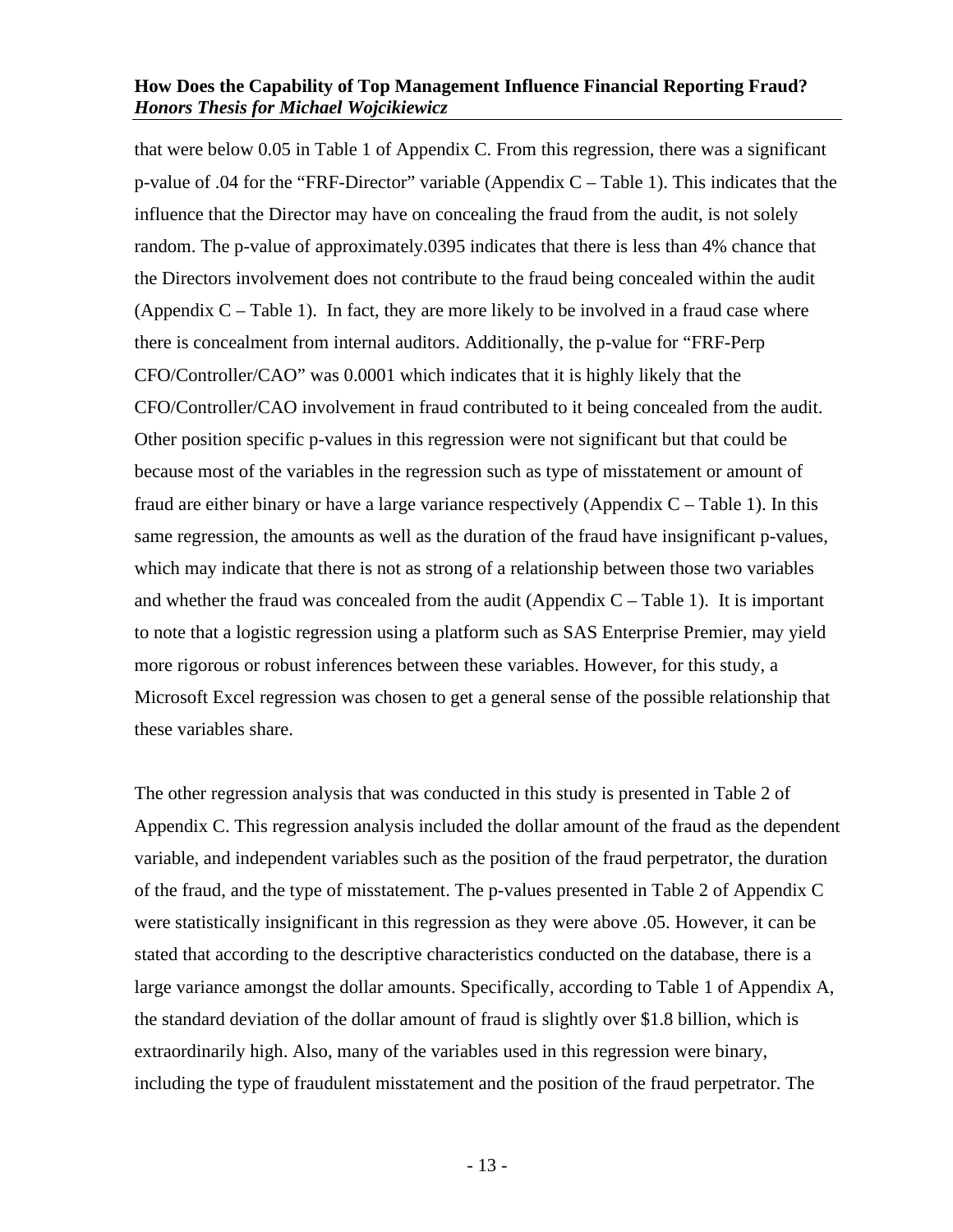that were below 0.05 in Table 1 of Appendix C. From this regression, there was a significant p-value of .04 for the "FRF-Director" variable (Appendix C – Table 1). This indicates that the influence that the Director may have on concealing the fraud from the audit, is not solely random. The p-value of approximately.0395 indicates that there is less than 4% chance that the Directors involvement does not contribute to the fraud being concealed within the audit (Appendix C – Table 1). In fact, they are more likely to be involved in a fraud case where there is concealment from internal auditors. Additionally, the p-value for "FRF-Perp CFO/Controller/CAO" was 0.0001 which indicates that it is highly likely that the CFO/Controller/CAO involvement in fraud contributed to it being concealed from the audit. Other position specific p-values in this regression were not significant but that could be because most of the variables in the regression such as type of misstatement or amount of fraud are either binary or have a large variance respectively (Appendix C – Table 1). In this same regression, the amounts as well as the duration of the fraud have insignificant p-values, which may indicate that there is not as strong of a relationship between those two variables and whether the fraud was concealed from the audit (Appendix C – Table 1). It is important to note that a logistic regression using a platform such as SAS Enterprise Premier, may yield more rigorous or robust inferences between these variables. However, for this study, a Microsoft Excel regression was chosen to get a general sense of the possible relationship that these variables share.

The other regression analysis that was conducted in this study is presented in Table 2 of Appendix C. This regression analysis included the dollar amount of the fraud as the dependent variable, and independent variables such as the position of the fraud perpetrator, the duration of the fraud, and the type of misstatement. The p-values presented in Table 2 of Appendix C were statistically insignificant in this regression as they were above .05. However, it can be stated that according to the descriptive characteristics conducted on the database, there is a large variance amongst the dollar amounts. Specifically, according to Table 1 of Appendix A, the standard deviation of the dollar amount of fraud is slightly over $1.8 billion, which is extraordinarily high. Also, many of the variables used in this regression were binary, including the type of fraudulent misstatement and the position of the fraud perpetrator. The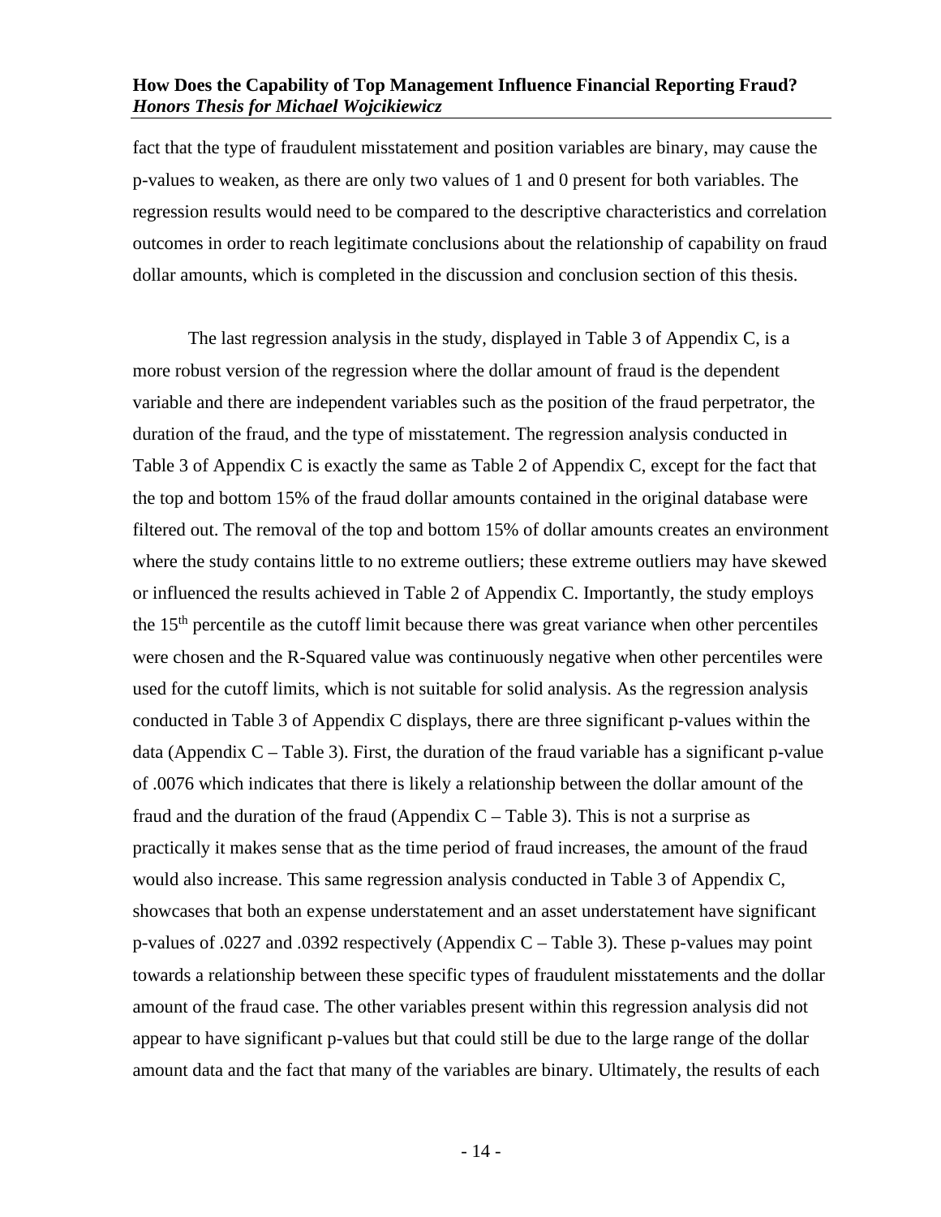fact that the type of fraudulent misstatement and position variables are binary, may cause the p-values to weaken, as there are only two values of 1 and 0 present for both variables. The regression results would need to be compared to the descriptive characteristics and correlation outcomes in order to reach legitimate conclusions about the relationship of capability on fraud dollar amounts, which is completed in the discussion and conclusion section of this thesis.

The last regression analysis in the study, displayed in Table 3 of Appendix C, is a more robust version of the regression where the dollar amount of fraud is the dependent variable and there are independent variables such as the position of the fraud perpetrator, the duration of the fraud, and the type of misstatement. The regression analysis conducted in Table 3 of Appendix C is exactly the same as Table 2 of Appendix C, except for the fact that the top and bottom 15% of the fraud dollar amounts contained in the original database were filtered out. The removal of the top and bottom 15% of dollar amounts creates an environment where the study contains little to no extreme outliers; these extreme outliers may have skewed or influenced the results achieved in Table 2 of Appendix C. Importantly, the study employs the 15th percentile as the cutoff limit because there was great variance when other percentiles were chosen and the R-Squared value was continuously negative when other percentiles were used for the cutoff limits, which is not suitable for solid analysis. As the regression analysis conducted in Table 3 of Appendix C displays, there are three significant p-values within the data (Appendix C – Table 3). First, the duration of the fraud variable has a significant p-value of .0076 which indicates that there is likely a relationship between the dollar amount of the fraud and the duration of the fraud (Appendix C – Table 3). This is not a surprise as practically it makes sense that as the time period of fraud increases, the amount of the fraud would also increase. This same regression analysis conducted in Table 3 of Appendix C, showcases that both an expense understatement and an asset understatement have significant p-values of .0227 and .0392 respectively (Appendix C – Table 3). These p-values may point towards a relationship between these specific types of fraudulent misstatements and the dollar amount of the fraud case. The other variables present within this regression analysis did not appear to have significant p-values but that could still be due to the large range of the dollar amount data and the fact that many of the variables are binary. Ultimately, the results of each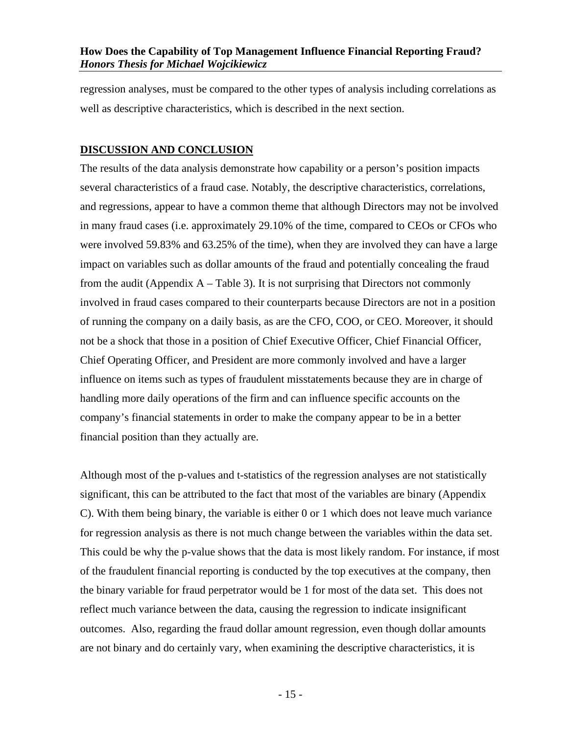regression analyses, must be compared to the other types of analysis including correlations as well as descriptive characteristics, which is described in the next section.

## DISCUSSION AND CONCLUSION

The results of the data analysis demonstrate how capability or a person's position impacts several characteristics of a fraud case. Notably, the descriptive characteristics, correlations, and regressions, appear to have a common theme that although Directors may not be involved in many fraud cases (i.e. approximately 29.10% of the time, compared to CEOs or CFOs who were involved 59.83% and 63.25% of the time), when they are involved they can have a large impact on variables such as dollar amounts of the fraud and potentially concealing the fraud from the audit (Appendix A – Table 3). It is not surprising that Directors not commonly involved in fraud cases compared to their counterparts because Directors are not in a position of running the company on a daily basis, as are the CFO, COO, or CEO. Moreover, it should not be a shock that those in a position of Chief Executive Officer, Chief Financial Officer, Chief Operating Officer, and President are more commonly involved and have a larger influence on items such as types of fraudulent misstatements because they are in charge of handling more daily operations of the firm and can influence specific accounts on the company's financial statements in order to make the company appear to be in a better financial position than they actually are.

Although most of the p-values and t-statistics of the regression analyses are not statistically significant, this can be attributed to the fact that most of the variables are binary (Appendix C). With them being binary, the variable is either 0 or 1 which does not leave much variance for regression analysis as there is not much change between the variables within the data set. This could be why the p-value shows that the data is most likely random. For instance, if most of the fraudulent financial reporting is conducted by the top executives at the company, then the binary variable for fraud perpetrator would be 1 for most of the data set. This does not reflect much variance between the data, causing the regression to indicate insignificant outcomes. Also, regarding the fraud dollar amount regression, even though dollar amounts are not binary and do certainly vary, when examining the descriptive characteristics, it is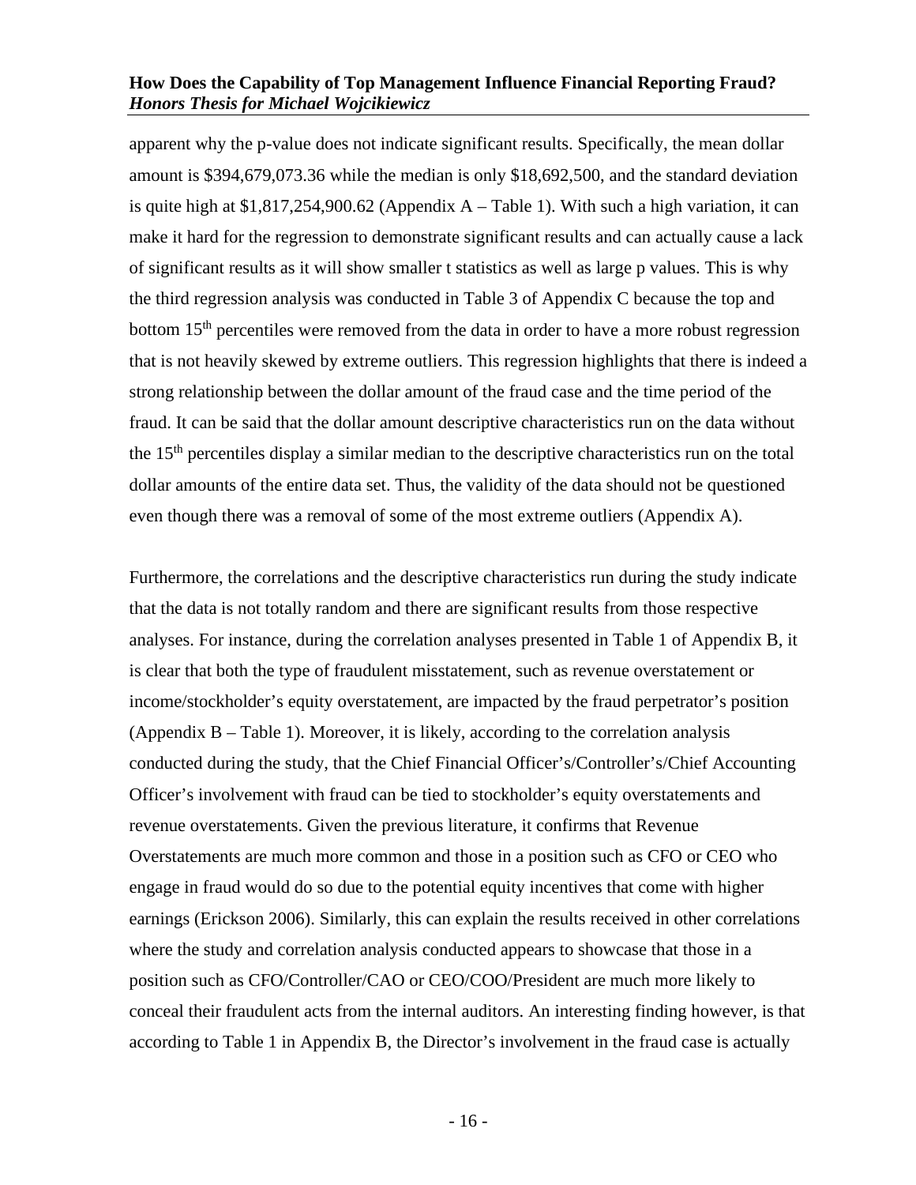apparent why the p-value does not indicate significant results. Specifically, the mean dollar amount is $394,679,073.36 while the median is only $18,692,500, and the standard deviation is quite high at $1,817,254,900.62 (Appendix A – Table 1). With such a high variation, it can make it hard for the regression to demonstrate significant results and can actually cause a lack of significant results as it will show smaller t statistics as well as large p values. This is why the third regression analysis was conducted in Table 3 of Appendix C because the top and bottom 15th percentiles were removed from the data in order to have a more robust regression that is not heavily skewed by extreme outliers. This regression highlights that there is indeed a strong relationship between the dollar amount of the fraud case and the time period of the fraud. It can be said that the dollar amount descriptive characteristics run on the data without the 15th percentiles display a similar median to the descriptive characteristics run on the total dollar amounts of the entire data set. Thus, the validity of the data should not be questioned even though there was a removal of some of the most extreme outliers (Appendix A).

Furthermore, the correlations and the descriptive characteristics run during the study indicate that the data is not totally random and there are significant results from those respective analyses. For instance, during the correlation analyses presented in Table 1 of Appendix B, it is clear that both the type of fraudulent misstatement, such as revenue overstatement or income/stockholder's equity overstatement, are impacted by the fraud perpetrator's position (Appendix B – Table 1). Moreover, it is likely, according to the correlation analysis conducted during the study, that the Chief Financial Officer's/Controller's/Chief Accounting Officer's involvement with fraud can be tied to stockholder's equity overstatements and revenue overstatements. Given the previous literature, it confirms that Revenue Overstatements are much more common and those in a position such as CFO or CEO who engage in fraud would do so due to the potential equity incentives that come with higher earnings (Erickson 2006). Similarly, this can explain the results received in other correlations where the study and correlation analysis conducted appears to showcase that those in a position such as CFO/Controller/CAO or CEO/COO/President are much more likely to conceal their fraudulent acts from the internal auditors. An interesting finding however, is that according to Table 1 in Appendix B, the Director's involvement in the fraud case is actually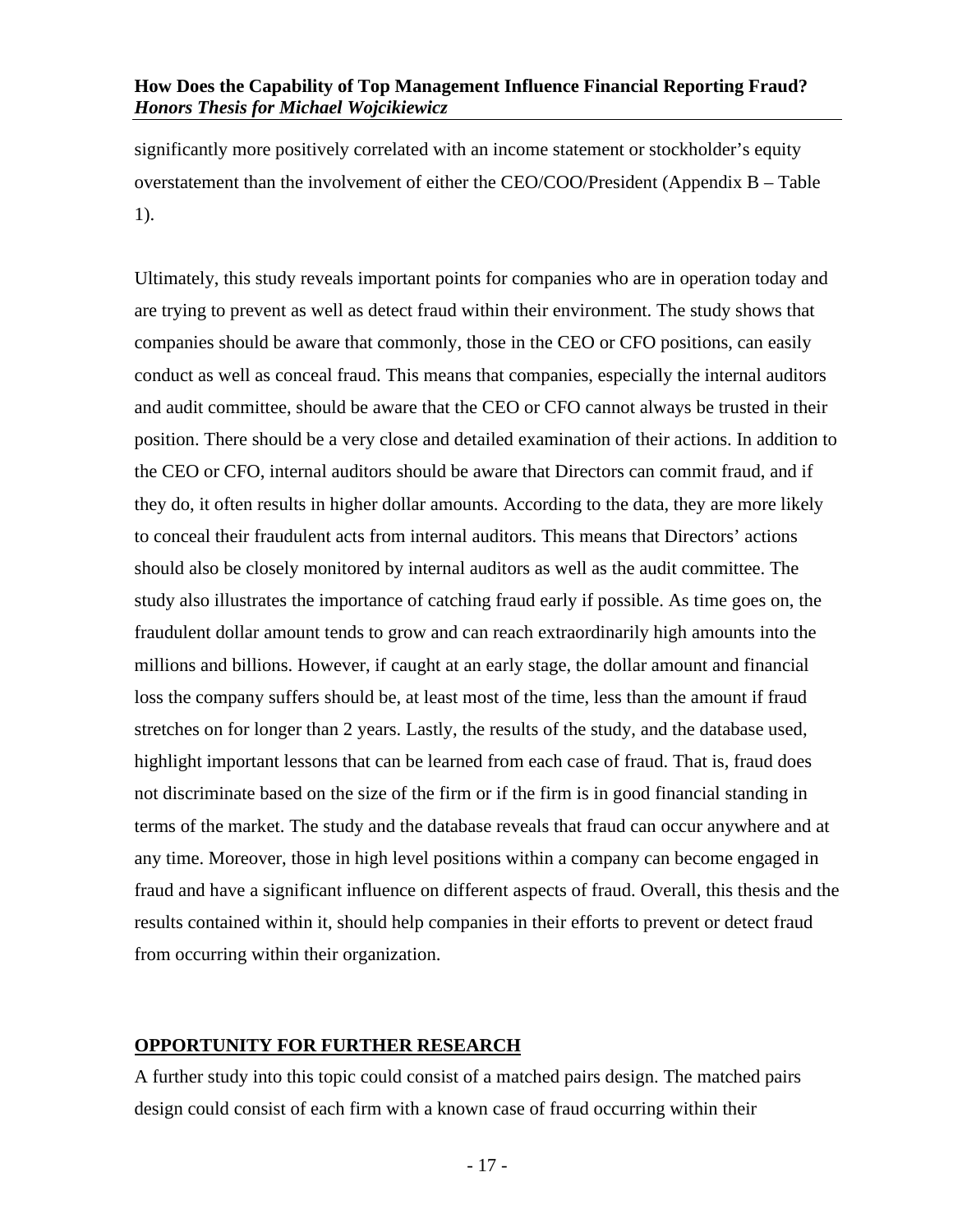significantly more positively correlated with an income statement or stockholder's equity overstatement than the involvement of either the CEO/COO/President (Appendix B – Table 1).

Ultimately, this study reveals important points for companies who are in operation today and are trying to prevent as well as detect fraud within their environment. The study shows that companies should be aware that commonly, those in the CEO or CFO positions, can easily conduct as well as conceal fraud. This means that companies, especially the internal auditors and audit committee, should be aware that the CEO or CFO cannot always be trusted in their position. There should be a very close and detailed examination of their actions. In addition to the CEO or CFO, internal auditors should be aware that Directors can commit fraud, and if they do, it often results in higher dollar amounts. According to the data, they are more likely to conceal their fraudulent acts from internal auditors. This means that Directors' actions should also be closely monitored by internal auditors as well as the audit committee. The study also illustrates the importance of catching fraud early if possible. As time goes on, the fraudulent dollar amount tends to grow and can reach extraordinarily high amounts into the millions and billions. However, if caught at an early stage, the dollar amount and financial loss the company suffers should be, at least most of the time, less than the amount if fraud stretches on for longer than 2 years. Lastly, the results of the study, and the database used, highlight important lessons that can be learned from each case of fraud. That is, fraud does not discriminate based on the size of the firm or if the firm is in good financial standing in terms of the market. The study and the database reveals that fraud can occur anywhere and at any time. Moreover, those in high level positions within a company can become engaged in fraud and have a significant influence on different aspects of fraud. Overall, this thesis and the results contained within it, should help companies in their efforts to prevent or detect fraud from occurring within their organization.

## OPPORTUNITY FOR FURTHER RESEARCH

A further study into this topic could consist of a matched pairs design. The matched pairs design could consist of each firm with a known case of fraud occurring within their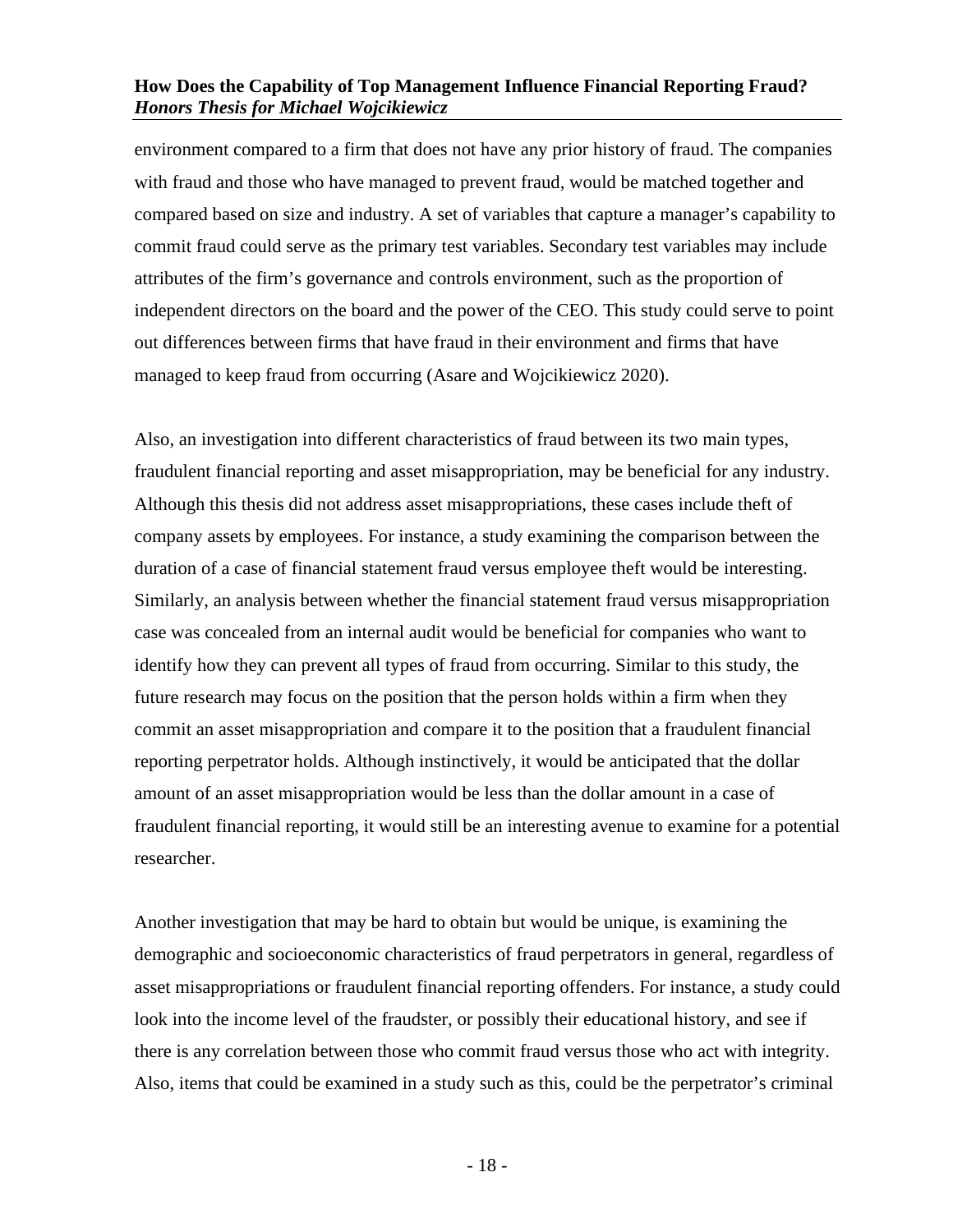environment compared to a firm that does not have any prior history of fraud. The companies with fraud and those who have managed to prevent fraud, would be matched together and compared based on size and industry. A set of variables that capture a manager's capability to commit fraud could serve as the primary test variables. Secondary test variables may include attributes of the firm's governance and controls environment, such as the proportion of independent directors on the board and the power of the CEO. This study could serve to point out differences between firms that have fraud in their environment and firms that have managed to keep fraud from occurring (Asare and Wojcikiewicz 2020).

Also, an investigation into different characteristics of fraud between its two main types, fraudulent financial reporting and asset misappropriation, may be beneficial for any industry. Although this thesis did not address asset misappropriations, these cases include theft of company assets by employees. For instance, a study examining the comparison between the duration of a case of financial statement fraud versus employee theft would be interesting. Similarly, an analysis between whether the financial statement fraud versus misappropriation case was concealed from an internal audit would be beneficial for companies who want to identify how they can prevent all types of fraud from occurring. Similar to this study, the future research may focus on the position that the person holds within a firm when they commit an asset misappropriation and compare it to the position that a fraudulent financial reporting perpetrator holds. Although instinctively, it would be anticipated that the dollar amount of an asset misappropriation would be less than the dollar amount in a case of fraudulent financial reporting, it would still be an interesting avenue to examine for a potential researcher.

Another investigation that may be hard to obtain but would be unique, is examining the demographic and socioeconomic characteristics of fraud perpetrators in general, regardless of asset misappropriations or fraudulent financial reporting offenders. For instance, a study could look into the income level of the fraudster, or possibly their educational history, and see if there is any correlation between those who commit fraud versus those who act with integrity. Also, items that could be examined in a study such as this, could be the perpetrator's criminal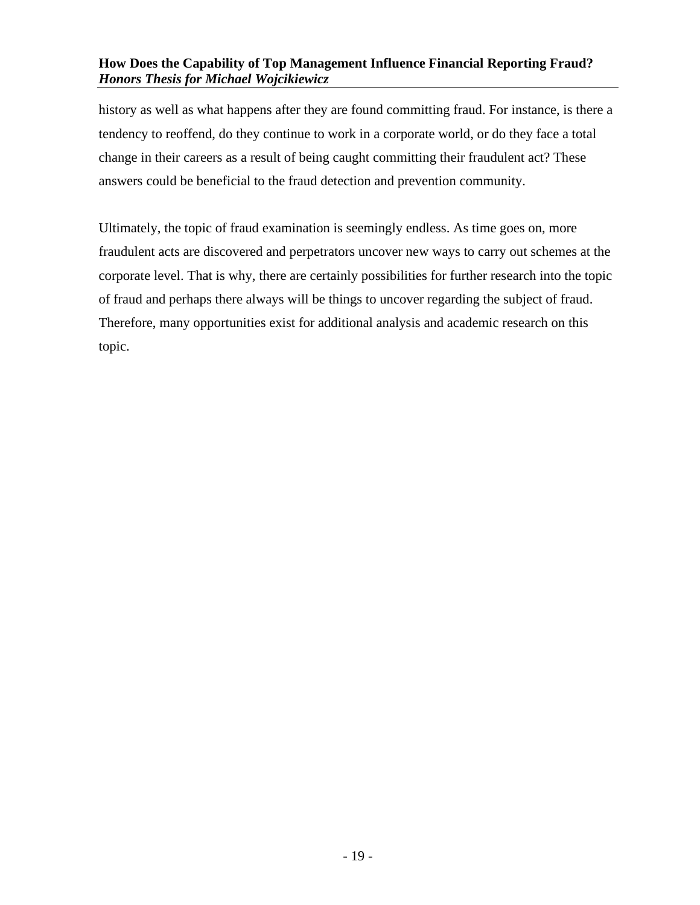history as well as what happens after they are found committing fraud. For instance, is there a tendency to reoffend, do they continue to work in a corporate world, or do they face a total change in their careers as a result of being caught committing their fraudulent act? These answers could be beneficial to the fraud detection and prevention community.

Ultimately, the topic of fraud examination is seemingly endless. As time goes on, more fraudulent acts are discovered and perpetrators uncover new ways to carry out schemes at the corporate level. That is why, there are certainly possibilities for further research into the topic of fraud and perhaps there always will be things to uncover regarding the subject of fraud. Therefore, many opportunities exist for additional analysis and academic research on this topic.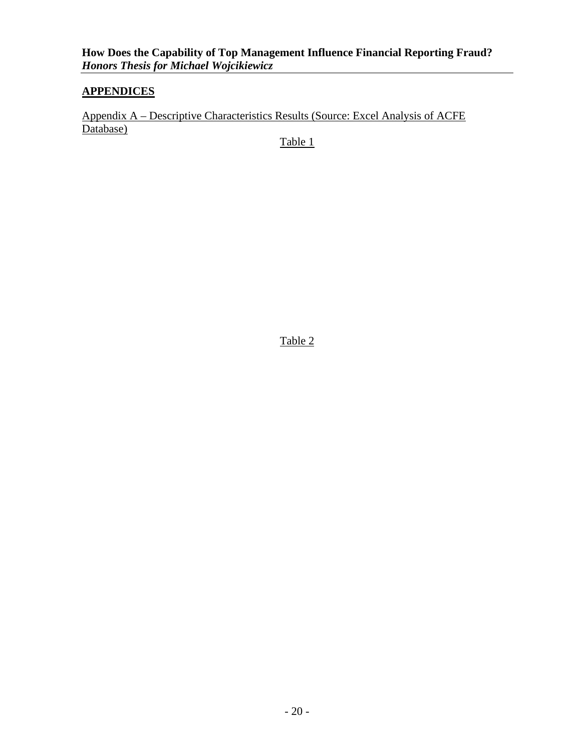## APPENDICES

Appendix A – Descriptive Characteristics Results (Source: Excel Analysis of ACFE Database)

Table 1

Table 2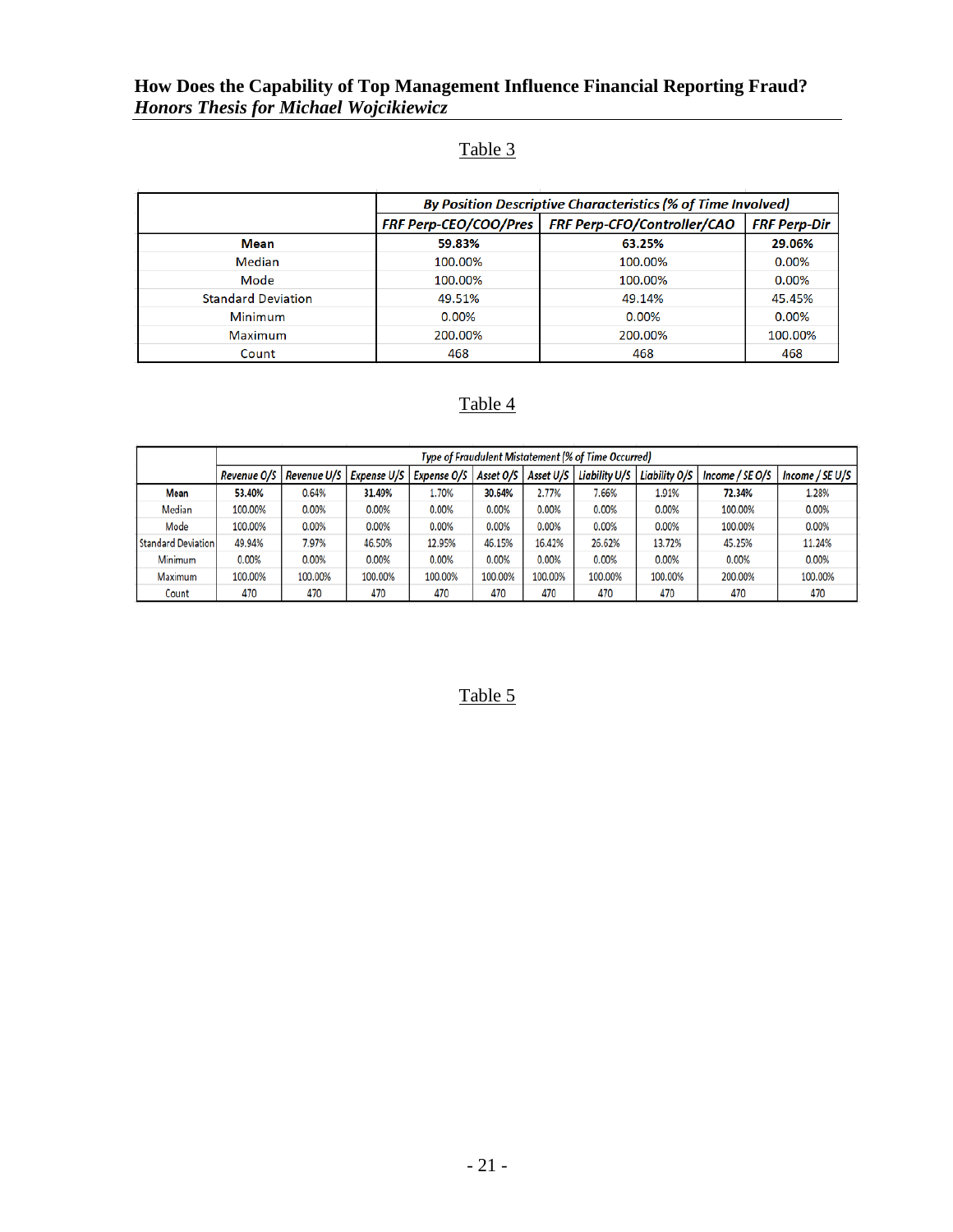Table 3

| | By Position Descriptive Characteristics (% of Time Involved) | | |
|---|---|---|---|
| | FRF Perp-CEO/COO/Pres | FRF Perp-CFO/Controller/CAO | FRF Perp-Dir |
| **Mean** | **59.83%** | **63.25%** | **29.06%** |
| Median | 100.00% | 100.00% | 0.00% |
| Mode | 100.00% | 100.00% | 0.00% |
| Standard Deviation | 49.51% | 49.14% | 45.45% |
| Minimum | 0.00% | 0.00% | 0.00% |
| Maximum | 200.00% | 200.00% | 100.00% |
| Count | 468 | 468 | 468 |

Table 4

| | Type of Fraudulent Misstatement (% of Time Occurred) | | | | | | | | | |
|---|---|---|---|---|---|---|---|---|---|---|
| | Revenue O/S | Revenue U/S | Expense U/S | Expense O/S | Asset O/S | Asset U/S | Liability U/S | Liability O/S | Income / SE O/S | Income / SE U/S |
| **Mean** | **53.40%** | 0.64% | **31.49%** | 1.70% | **30.64%** | 2.77% | 7.66% | 1.91% | **72.34%** | 1.28% |
| Median | 100.00% | 0.00% | 0.00% | 0.00% | 0.00% | 0.00% | 0.00% | 0.00% | 100.00% | 0.00% |
| Mode | 100.00% | 0.00% | 0.00% | 0.00% | 0.00% | 0.00% | 0.00% | 0.00% | 100.00% | 0.00% |
| Standard Deviation | 49.94% | 7.97% | 46.50% | 12.95% | 46.15% | 16.42% | 26.62% | 13.72% | 45.25% | 11.24% |
| Minimum | 0.00% | 0.00% | 0.00% | 0.00% | 0.00% | 0.00% | 0.00% | 0.00% | 0.00% | 0.00% |
| Maximum | 100.00% | 100.00% | 100.00% | 100.00% | 100.00% | 100.00% | 100.00% | 100.00% | 200.00% | 100.00% |
| Count | 470 | 470 | 470 | 470 | 470 | 470 | 470 | 470 | 470 | 470 |

Table 5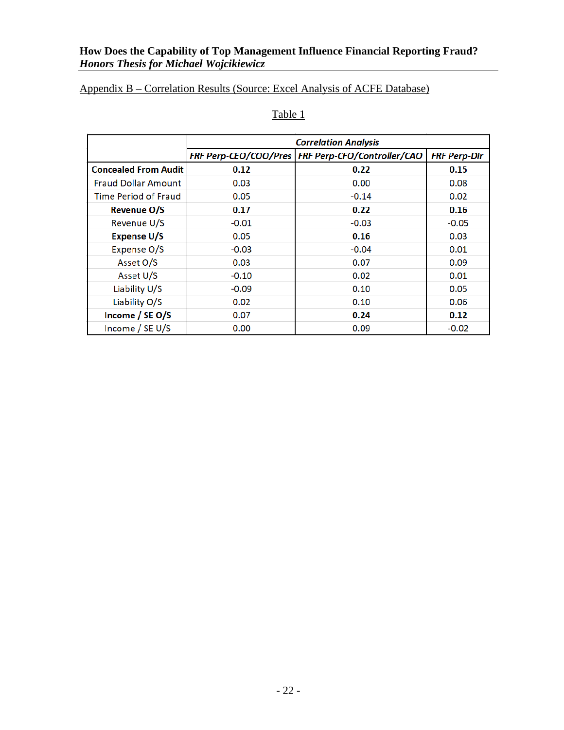Appendix B – Correlation Results (Source: Excel Analysis of ACFE Database)

Table 1

| | *Correlation Analysis* | | |
|---|---|---|---|
| | ***FRF Perp-CEO/COO/Pres*** | ***FRF Perp-CFO/Controller/CAO*** | ***FRF Perp-Dir*** |
| **Concealed From Audit** | **0.12** | **0.22** | **0.15** |
| Fraud Dollar Amount | 0.03 | 0.00 | 0.08 |
| Time Period of Fraud | 0.05 | -0.14 | 0.02 |
| **Revenue O/S** | **0.17** | **0.22** | **0.16** |
| Revenue U/S | -0.01 | -0.03 | -0.05 |
| **Expense U/S** | 0.05 | **0.16** | 0.03 |
| Expense O/S | -0.03 | -0.04 | 0.01 |
| Asset O/S | 0.03 | 0.07 | 0.09 |
| Asset U/S | -0.10 | 0.02 | 0.01 |
| Liability U/S | -0.09 | 0.10 | 0.05 |
| Liability O/S | 0.02 | 0.10 | 0.06 |
| **Income / SE O/S** | 0.07 | **0.24** | **0.12** |
| Income / SE U/S | 0.00 | 0.09 | -0.02 |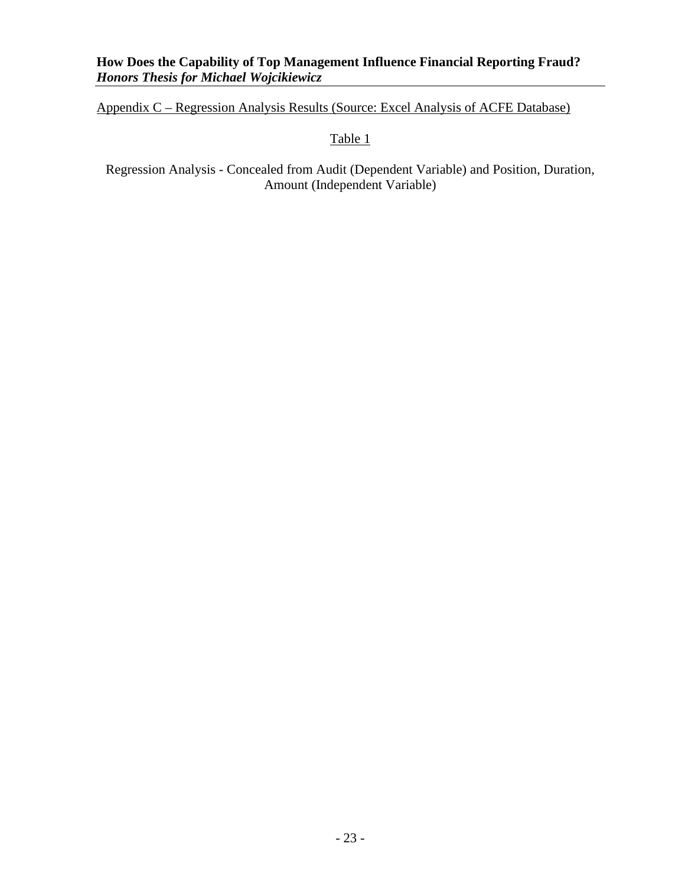Appendix C – Regression Analysis Results (Source: Excel Analysis of ACFE Database)

Table 1

Regression Analysis - Concealed from Audit (Dependent Variable) and Position, Duration, Amount (Independent Variable)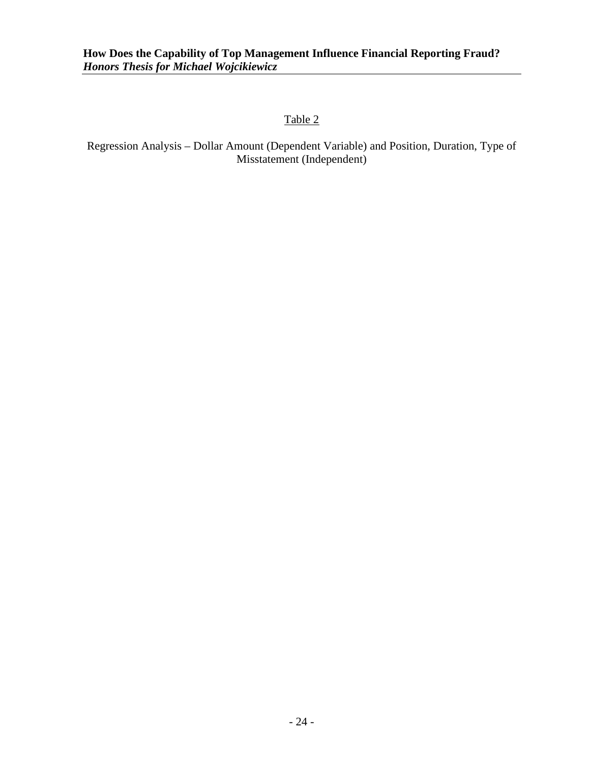Table 2

Regression Analysis – Dollar Amount (Dependent Variable) and Position, Duration, Type of Misstatement (Independent)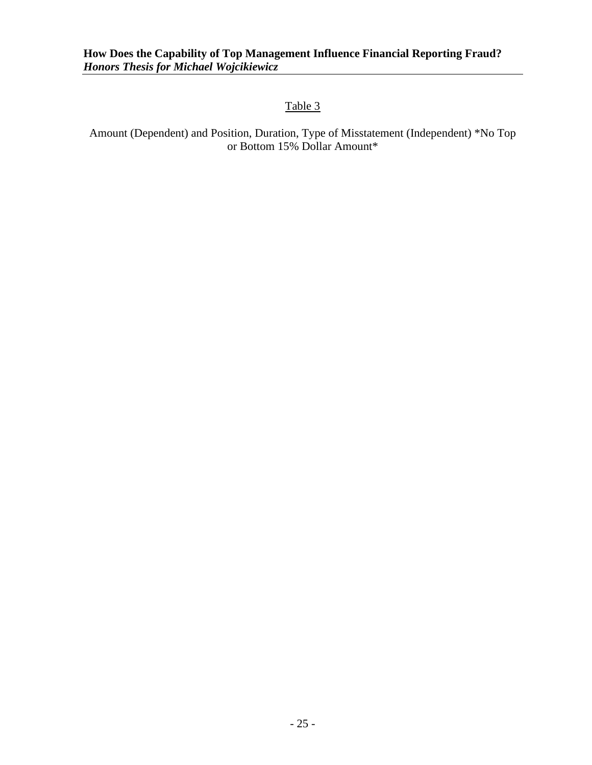Table 3

Amount (Dependent) and Position, Duration, Type of Misstatement (Independent) *No Top or Bottom 15% Dollar Amount*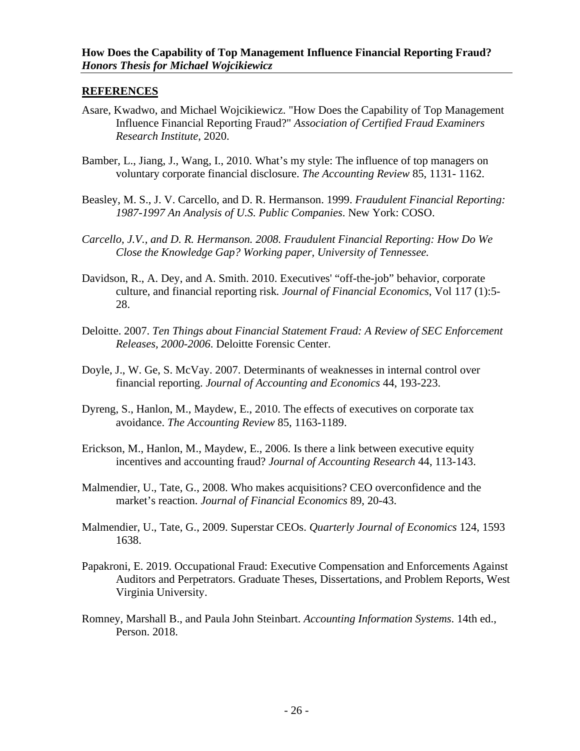## REFERENCES

Asare, Kwadwo, and Michael Wojcikiewicz. "How Does the Capability of Top Management Influence Financial Reporting Fraud?" *Association of Certified Fraud Examiners Research Institute*, 2020.

Bamber, L., Jiang, J., Wang, I., 2010. What's my style: The influence of top managers on voluntary corporate financial disclosure. *The Accounting Review* 85, 1131- 1162.

Beasley, M. S., J. V. Carcello, and D. R. Hermanson. 1999. *Fraudulent Financial Reporting: 1987-1997 An Analysis of U.S. Public Companies*. New York: COSO.

*Carcello, J.V., and D. R. Hermanson. 2008. Fraudulent Financial Reporting: How Do We Close the Knowledge Gap? Working paper, University of Tennessee.*

Davidson, R., A. Dey, and A. Smith. 2010. Executives' "off-the-job" behavior, corporate culture, and financial reporting risk. *Journal of Financial Economics*, Vol 117 (1):5-28.

Deloitte. 2007. *Ten Things about Financial Statement Fraud: A Review of SEC Enforcement Releases, 2000-2006*. Deloitte Forensic Center.

Doyle, J., W. Ge, S. McVay. 2007. Determinants of weaknesses in internal control over financial reporting. *Journal of Accounting and Economics* 44, 193-223.

Dyreng, S., Hanlon, M., Maydew, E., 2010. The effects of executives on corporate tax avoidance. *The Accounting Review* 85, 1163-1189.

Erickson, M., Hanlon, M., Maydew, E., 2006. Is there a link between executive equity incentives and accounting fraud? *Journal of Accounting Research* 44, 113-143.

Malmendier, U., Tate, G., 2008. Who makes acquisitions? CEO overconfidence and the market's reaction. *Journal of Financial Economics* 89, 20-43.

Malmendier, U., Tate, G., 2009. Superstar CEOs. *Quarterly Journal of Economics* 124, 1593 1638.

Papakroni, E. 2019. Occupational Fraud: Executive Compensation and Enforcements Against Auditors and Perpetrators. Graduate Theses, Dissertations, and Problem Reports, West Virginia University.

Romney, Marshall B., and Paula John Steinbart. *Accounting Information Systems*. 14th ed., Person. 2018.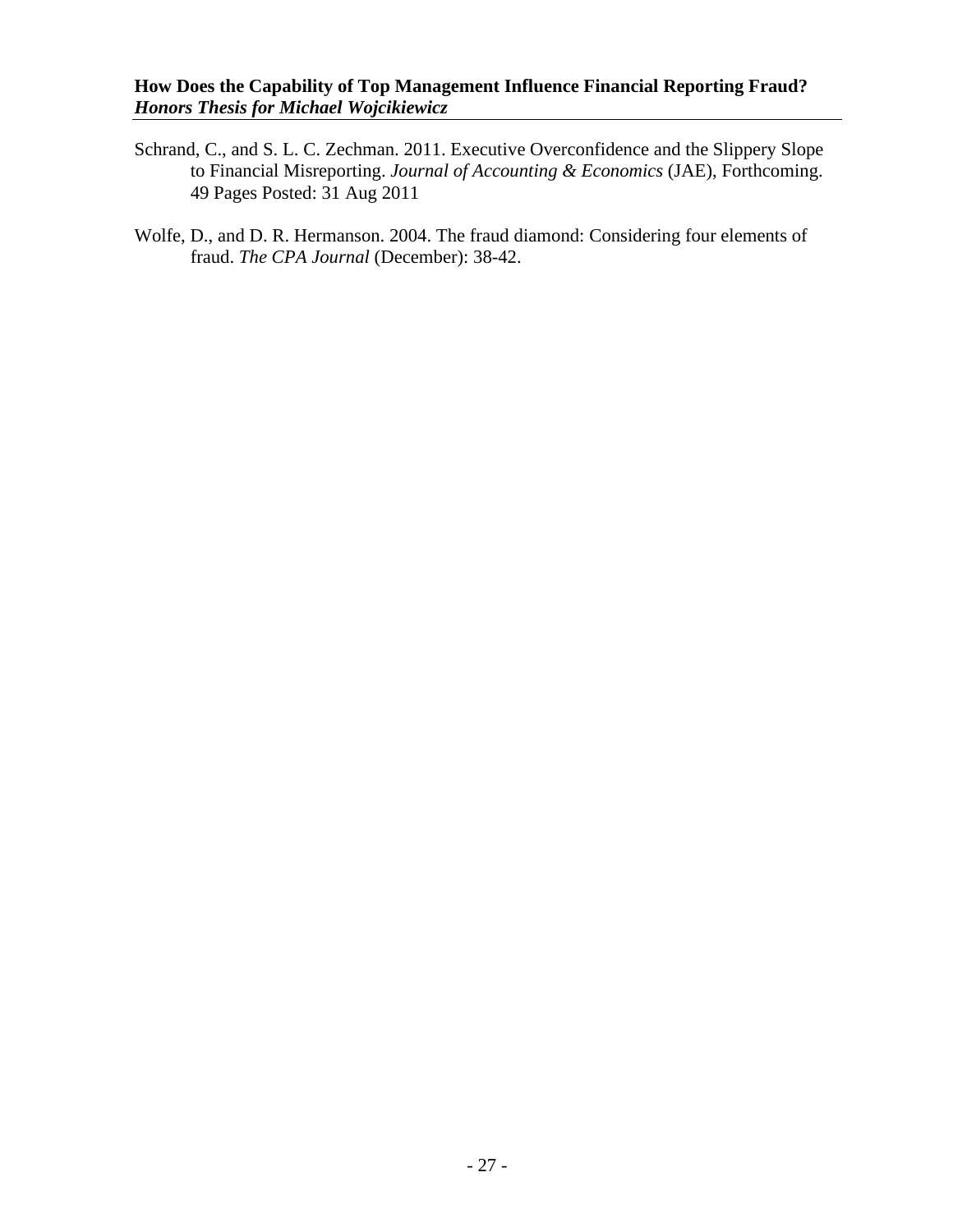Schrand, C., and S. L. C. Zechman. 2011. Executive Overconfidence and the Slippery Slope to Financial Misreporting. *Journal of Accounting & Economics* (JAE), Forthcoming. 49 Pages Posted: 31 Aug 2011

Wolfe, D., and D. R. Hermanson. 2004. The fraud diamond: Considering four elements of fraud. *The CPA Journal* (December): 38-42.